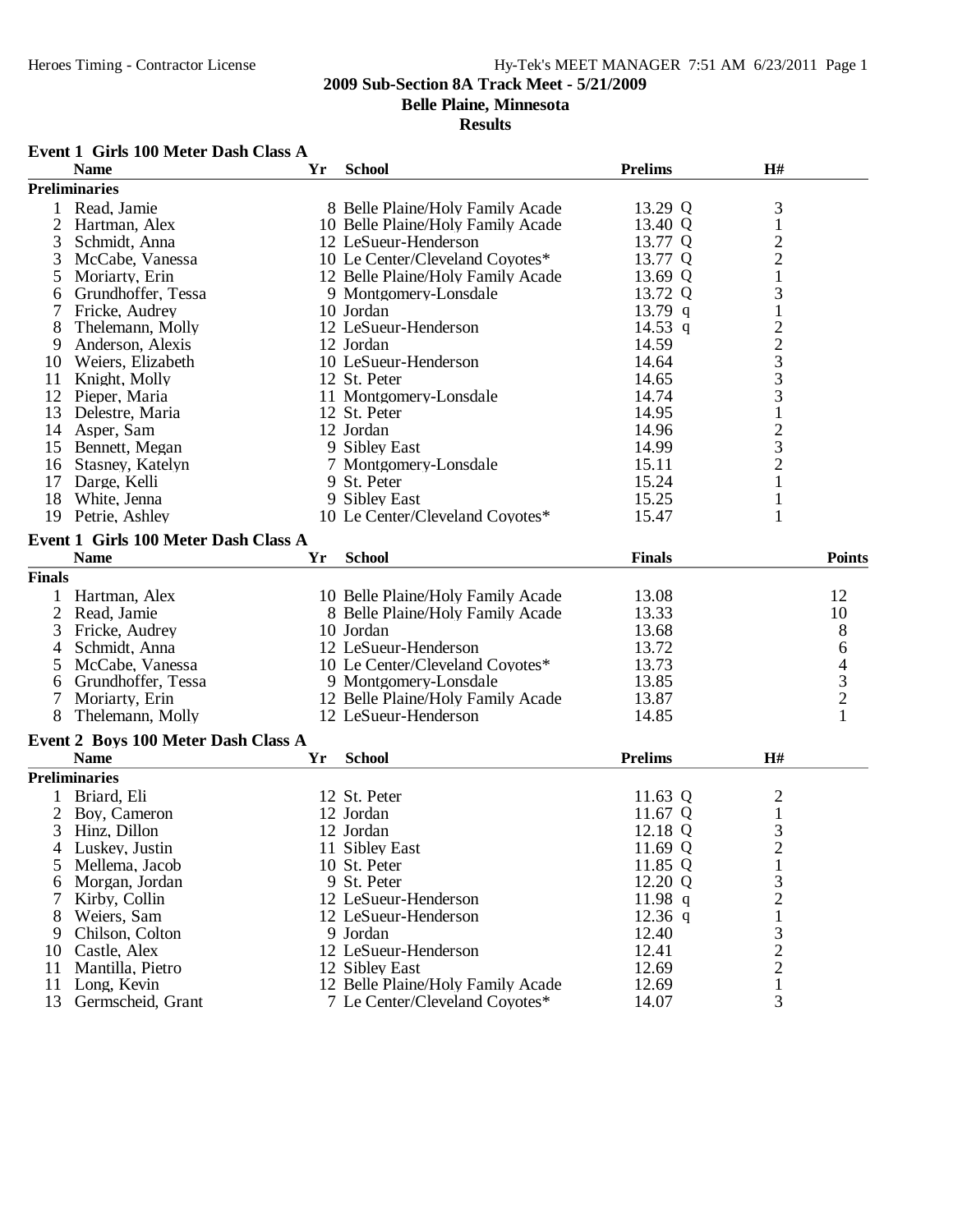**2009 Sub-Section 8A Track Meet - 5/21/2009**
**Belle Plaine, Minnesota**
**Results**

### Event 1 Girls 100 Meter Dash Class A

**Preliminaries**

| | Name | Yr | School | Prelims | H# |
|---|---|---|---|---|---|
| 1 | Read, Jamie | 8 | Belle Plaine/Holy Family Acade | 13.29 Q | 3 |
| 2 | Hartman, Alex | 10 | Belle Plaine/Holy Family Acade | 13.40 Q | 1 |
| 3 | Schmidt, Anna | 12 | LeSueur-Henderson | 13.77 Q | 2 |
| 3 | McCabe, Vanessa | 10 | Le Center/Cleveland Coyotes* | 13.77 Q | 2 |
| 5 | Moriarty, Erin | 12 | Belle Plaine/Holy Family Acade | 13.69 Q | 1 |
| 6 | Grundhoffer, Tessa | 9 | Montgomery-Lonsdale | 13.72 Q | 3 |
| 7 | Fricke, Audrey | 10 | Jordan | 13.79 q | 1 |
| 8 | Thelemann, Molly | 12 | LeSueur-Henderson | 14.53 q | 2 |
| 9 | Anderson, Alexis | 12 | Jordan | 14.59 | 2 |
| 10 | Weiers, Elizabeth | 10 | LeSueur-Henderson | 14.64 | 3 |
| 11 | Knight, Molly | 12 | St. Peter | 14.65 | 3 |
| 12 | Pieper, Maria | 11 | Montgomery-Lonsdale | 14.74 | 3 |
| 13 | Delestre, Maria | 12 | St. Peter | 14.95 | 1 |
| 14 | Asper, Sam | 12 | Jordan | 14.96 | 2 |
| 15 | Bennett, Megan | 9 | Sibley East | 14.99 | 3 |
| 16 | Stasney, Katelyn | 7 | Montgomery-Lonsdale | 15.11 | 2 |
| 17 | Darge, Kelli | 9 | St. Peter | 15.24 | 1 |
| 18 | White, Jenna | 9 | Sibley East | 15.25 | 1 |
| 19 | Petrie, Ashley | 10 | Le Center/Cleveland Coyotes* | 15.47 | 1 |

### Event 1 Girls 100 Meter Dash Class A

**Finals**

| | Name | Yr | School | Finals | Points |
|---|---|---|---|---|---|
| 1 | Hartman, Alex | 10 | Belle Plaine/Holy Family Acade | 13.08 | 12 |
| 2 | Read, Jamie | 8 | Belle Plaine/Holy Family Acade | 13.33 | 10 |
| 3 | Fricke, Audrey | 10 | Jordan | 13.68 | 8 |
| 4 | Schmidt, Anna | 12 | LeSueur-Henderson | 13.72 | 6 |
| 5 | McCabe, Vanessa | 10 | Le Center/Cleveland Coyotes* | 13.73 | 4 |
| 6 | Grundhoffer, Tessa | 9 | Montgomery-Lonsdale | 13.85 | 3 |
| 7 | Moriarty, Erin | 12 | Belle Plaine/Holy Family Acade | 13.87 | 2 |
| 8 | Thelemann, Molly | 12 | LeSueur-Henderson | 14.85 | 1 |

### Event 2 Boys 100 Meter Dash Class A

**Preliminaries**

| | Name | Yr | School | Prelims | H# |
|---|---|---|---|---|---|
| 1 | Briard, Eli | 12 | St. Peter | 11.63 Q | 2 |
| 2 | Boy, Cameron | 12 | Jordan | 11.67 Q | 1 |
| 3 | Hinz, Dillon | 12 | Jordan | 12.18 Q | 3 |
| 4 | Luskey, Justin | 11 | Sibley East | 11.69 Q | 2 |
| 5 | Mellema, Jacob | 10 | St. Peter | 11.85 Q | 1 |
| 6 | Morgan, Jordan | 9 | St. Peter | 12.20 Q | 3 |
| 7 | Kirby, Collin | 12 | LeSueur-Henderson | 11.98 q | 2 |
| 8 | Weiers, Sam | 12 | LeSueur-Henderson | 12.36 q | 1 |
| 9 | Chilson, Colton | 9 | Jordan | 12.40 | 3 |
| 10 | Castle, Alex | 12 | LeSueur-Henderson | 12.41 | 2 |
| 11 | Mantilla, Pietro | 12 | Sibley East | 12.69 | 2 |
| 11 | Long, Kevin | 12 | Belle Plaine/Holy Family Acade | 12.69 | 1 |
| 13 | Germscheid, Grant | 7 | Le Center/Cleveland Coyotes* | 14.07 | 3 |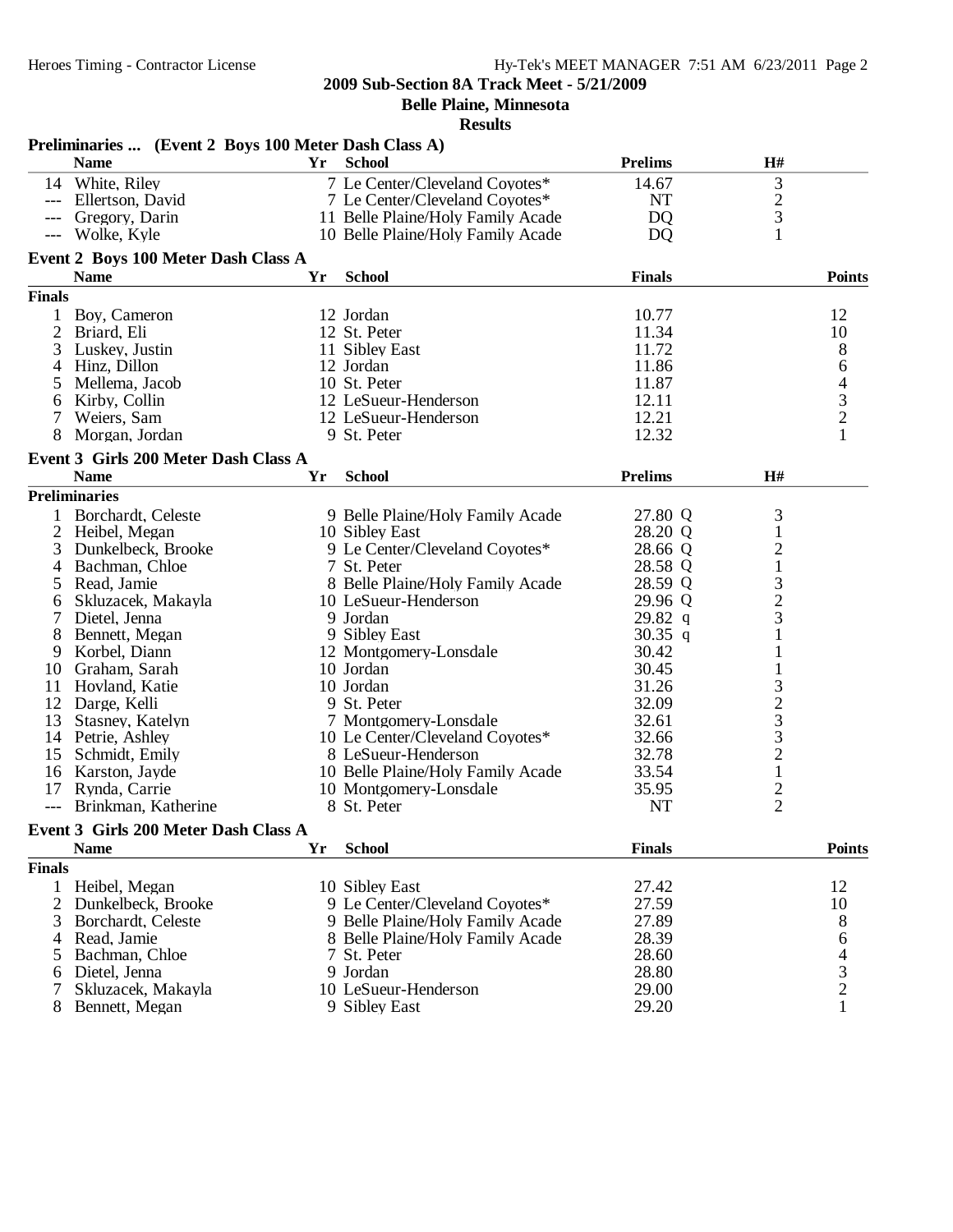**2009 Sub-Section 8A Track Meet - 5/21/2009**

**Belle Plaine, Minnesota**

**Results**

### Preliminaries ... (Event 2 Boys 100 Meter Dash Class A)

| | Name | Yr | School | Prelims | H# |
|---|---|---|---|---|---|
| 14 | White, Riley | 7 | Le Center/Cleveland Coyotes* | 14.67 | 3 |
| --- | Ellertson, David | 7 | Le Center/Cleveland Coyotes* | NT | 2 |
| --- | Gregory, Darin | 11 | Belle Plaine/Holy Family Acade | DQ | 3 |
| --- | Wolke, Kyle | 10 | Belle Plaine/Holy Family Acade | DQ | 1 |

### Event 2 Boys 100 Meter Dash Class A

| | Name | Yr | School | Finals | Points |
|---|---|---|---|---|---|
| **Finals** | | | | | |
| 1 | Boy, Cameron | 12 | Jordan | 10.77 | 12 |
| 2 | Briard, Eli | 12 | St. Peter | 11.34 | 10 |
| 3 | Luskey, Justin | 11 | Sibley East | 11.72 | 8 |
| 4 | Hinz, Dillon | 12 | Jordan | 11.86 | 6 |
| 5 | Mellema, Jacob | 10 | St. Peter | 11.87 | 4 |
| 6 | Kirby, Collin | 12 | LeSueur-Henderson | 12.11 | 3 |
| 7 | Weiers, Sam | 12 | LeSueur-Henderson | 12.21 | 2 |
| 8 | Morgan, Jordan | 9 | St. Peter | 12.32 | 1 |

### Event 3 Girls 200 Meter Dash Class A

| | Name | Yr | School | Prelims | H# |
|---|---|---|---|---|---|
| **Preliminaries** | | | | | |
| 1 | Borchardt, Celeste | 9 | Belle Plaine/Holy Family Acade | 27.80 Q | 3 |
| 2 | Heibel, Megan | 10 | Sibley East | 28.20 Q | 1 |
| 3 | Dunkelbeck, Brooke | 9 | Le Center/Cleveland Coyotes* | 28.66 Q | 2 |
| 4 | Bachman, Chloe | 7 | St. Peter | 28.58 Q | 1 |
| 5 | Read, Jamie | 8 | Belle Plaine/Holy Family Acade | 28.59 Q | 3 |
| 6 | Skluzacek, Makayla | 10 | LeSueur-Henderson | 29.96 Q | 2 |
| 7 | Dietel, Jenna | 9 | Jordan | 29.82 q | 3 |
| 8 | Bennett, Megan | 9 | Sibley East | 30.35 q | 1 |
| 9 | Korbel, Diann | 12 | Montgomery-Lonsdale | 30.42 | 1 |
| 10 | Graham, Sarah | 10 | Jordan | 30.45 | 1 |
| 11 | Hovland, Katie | 10 | Jordan | 31.26 | 3 |
| 12 | Darge, Kelli | 9 | St. Peter | 32.09 | 2 |
| 13 | Stasney, Katelyn | 7 | Montgomery-Lonsdale | 32.61 | 3 |
| 14 | Petrie, Ashley | 10 | Le Center/Cleveland Coyotes* | 32.66 | 3 |
| 15 | Schmidt, Emily | 8 | LeSueur-Henderson | 32.78 | 2 |
| 16 | Karston, Jayde | 10 | Belle Plaine/Holy Family Acade | 33.54 | 1 |
| 17 | Rynda, Carrie | 10 | Montgomery-Lonsdale | 35.95 | 2 |
| --- | Brinkman, Katherine | 8 | St. Peter | NT | 2 |

### Event 3 Girls 200 Meter Dash Class A

| | Name | Yr | School | Finals | Points |
|---|---|---|---|---|---|
| **Finals** | | | | | |
| 1 | Heibel, Megan | 10 | Sibley East | 27.42 | 12 |
| 2 | Dunkelbeck, Brooke | 9 | Le Center/Cleveland Coyotes* | 27.59 | 10 |
| 3 | Borchardt, Celeste | 9 | Belle Plaine/Holy Family Acade | 27.89 | 8 |
| 4 | Read, Jamie | 8 | Belle Plaine/Holy Family Acade | 28.39 | 6 |
| 5 | Bachman, Chloe | 7 | St. Peter | 28.60 | 4 |
| 6 | Dietel, Jenna | 9 | Jordan | 28.80 | 3 |
| 7 | Skluzacek, Makayla | 10 | LeSueur-Henderson | 29.00 | 2 |
| 8 | Bennett, Megan | 9 | Sibley East | 29.20 | 1 |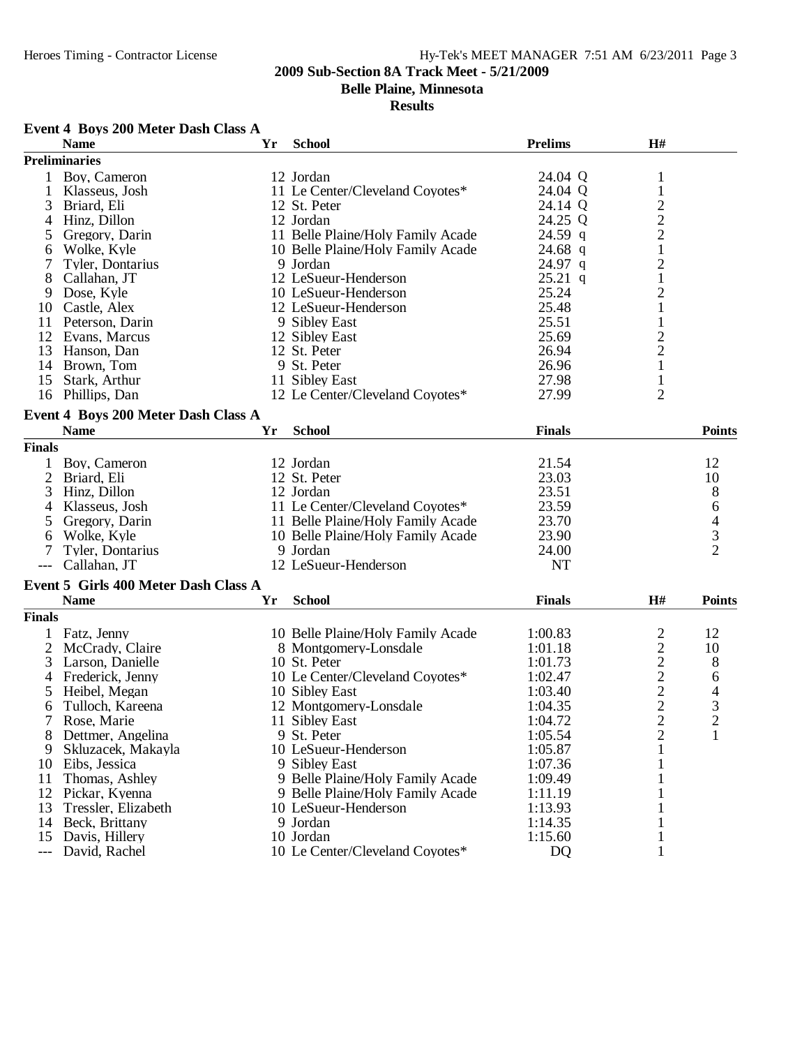**2009 Sub-Section 8A Track Meet - 5/21/2009**

**Belle Plaine, Minnesota**

**Results**

### Event 4 Boys 200 Meter Dash Class A

**Preliminaries**

| | Name | Yr | School | Prelims | H# |
|---|---|---|---|---|---|
| 1 | Boy, Cameron | 12 | Jordan | 24.04 Q | 1 |
| 1 | Klasseus, Josh | 11 | Le Center/Cleveland Coyotes* | 24.04 Q | 1 |
| 3 | Briard, Eli | 12 | St. Peter | 24.14 Q | 2 |
| 4 | Hinz, Dillon | 12 | Jordan | 24.25 Q | 2 |
| 5 | Gregory, Darin | 11 | Belle Plaine/Holy Family Acade | 24.59 q | 2 |
| 6 | Wolke, Kyle | 10 | Belle Plaine/Holy Family Acade | 24.68 q | 1 |
| 7 | Tyler, Dontarius | 9 | Jordan | 24.97 q | 2 |
| 8 | Callahan, JT | 12 | LeSueur-Henderson | 25.21 q | 1 |
| 9 | Dose, Kyle | 10 | LeSueur-Henderson | 25.24 | 2 |
| 10 | Castle, Alex | 12 | LeSueur-Henderson | 25.48 | 1 |
| 11 | Peterson, Darin | 9 | Sibley East | 25.51 | 1 |
| 12 | Evans, Marcus | 12 | Sibley East | 25.69 | 2 |
| 13 | Hanson, Dan | 12 | St. Peter | 26.94 | 2 |
| 14 | Brown, Tom | 9 | St. Peter | 26.96 | 1 |
| 15 | Stark, Arthur | 11 | Sibley East | 27.98 | 1 |
| 16 | Phillips, Dan | 12 | Le Center/Cleveland Coyotes* | 27.99 | 2 |

### Event 4 Boys 200 Meter Dash Class A

**Finals**

| | Name | Yr | School | Finals | Points |
|---|---|---|---|---|---|
| 1 | Boy, Cameron | 12 | Jordan | 21.54 | 12 |
| 2 | Briard, Eli | 12 | St. Peter | 23.03 | 10 |
| 3 | Hinz, Dillon | 12 | Jordan | 23.51 | 8 |
| 4 | Klasseus, Josh | 11 | Le Center/Cleveland Coyotes* | 23.59 | 6 |
| 5 | Gregory, Darin | 11 | Belle Plaine/Holy Family Acade | 23.70 | 4 |
| 6 | Wolke, Kyle | 10 | Belle Plaine/Holy Family Acade | 23.90 | 3 |
| 7 | Tyler, Dontarius | 9 | Jordan | 24.00 | 2 |
| --- | Callahan, JT | 12 | LeSueur-Henderson | NT | |

### Event 5 Girls 400 Meter Dash Class A

**Finals**

| | Name | Yr | School | Finals | H# | Points |
|---|---|---|---|---|---|---|
| 1 | Fatz, Jenny | 10 | Belle Plaine/Holy Family Acade | 1:00.83 | 2 | 12 |
| 2 | McCrady, Claire | 8 | Montgomery-Lonsdale | 1:01.18 | 2 | 10 |
| 3 | Larson, Danielle | 10 | St. Peter | 1:01.73 | 2 | 8 |
| 4 | Frederick, Jenny | 10 | Le Center/Cleveland Coyotes* | 1:02.47 | 2 | 6 |
| 5 | Heibel, Megan | 10 | Sibley East | 1:03.40 | 2 | 4 |
| 6 | Tulloch, Kareena | 12 | Montgomery-Lonsdale | 1:04.35 | 2 | 3 |
| 7 | Rose, Marie | 11 | Sibley East | 1:04.72 | 2 | 2 |
| 8 | Dettmer, Angelina | 9 | St. Peter | 1:05.54 | 2 | 1 |
| 9 | Skluzacek, Makayla | 10 | LeSueur-Henderson | 1:05.87 | 1 | |
| 10 | Eibs, Jessica | 9 | Sibley East | 1:07.36 | 1 | |
| 11 | Thomas, Ashley | 9 | Belle Plaine/Holy Family Acade | 1:09.49 | 1 | |
| 12 | Pickar, Kyenna | 9 | Belle Plaine/Holy Family Acade | 1:11.19 | 1 | |
| 13 | Tressler, Elizabeth | 10 | LeSueur-Henderson | 1:13.93 | 1 | |
| 14 | Beck, Brittany | 9 | Jordan | 1:14.35 | 1 | |
| 15 | Davis, Hillery | 10 | Jordan | 1:15.60 | 1 | |
| --- | David, Rachel | 10 | Le Center/Cleveland Coyotes* | DQ | 1 | |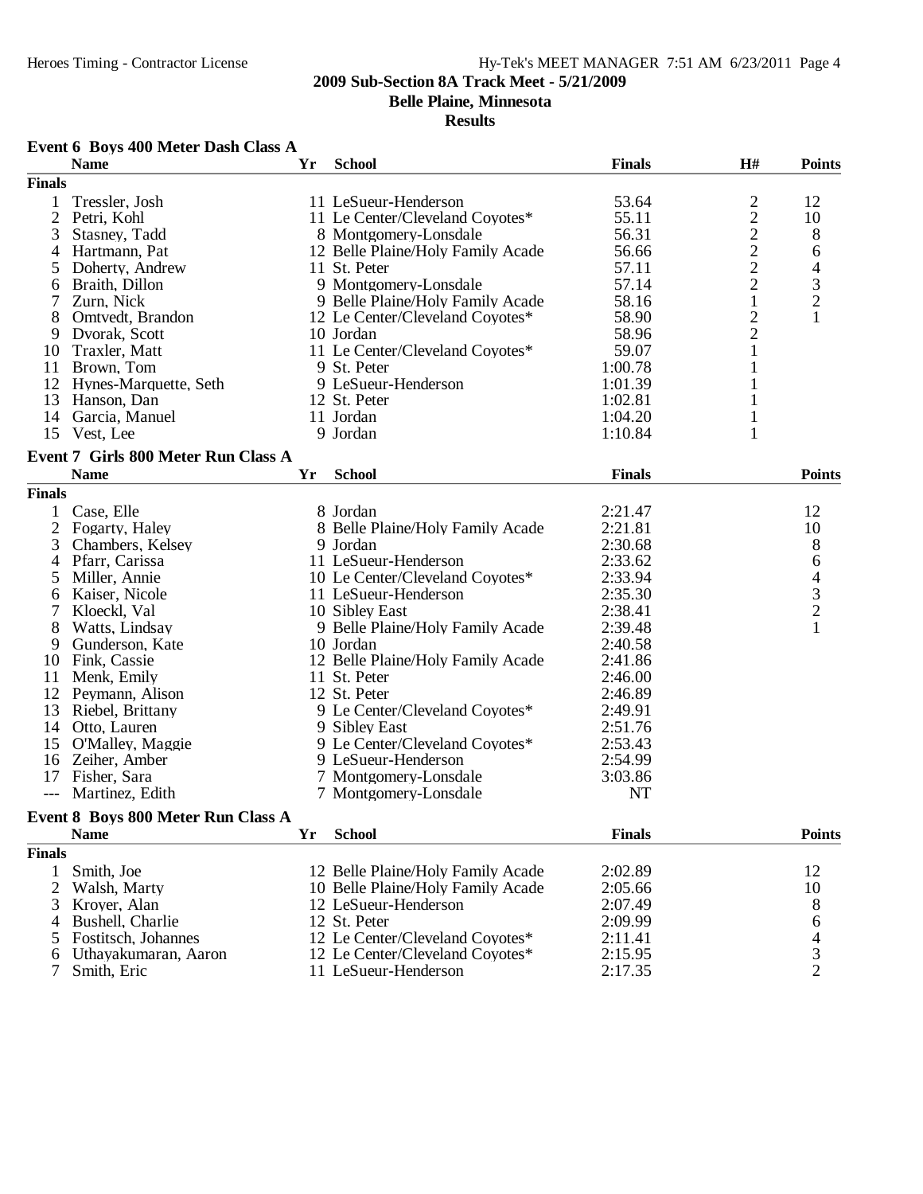**2009 Sub-Section 8A Track Meet - 5/21/2009**

**Belle Plaine, Minnesota**

**Results**

### Event 6 Boys 400 Meter Dash Class A

| | Name | Yr | School | Finals | H# | Points |
|---|---|---|---|---|---|---|
| **Finals** | | | | | | |
| 1 | Tressler, Josh | 11 | LeSueur-Henderson | 53.64 | 2 | 12 |
| 2 | Petri, Kohl | 11 | Le Center/Cleveland Coyotes* | 55.11 | 2 | 10 |
| 3 | Stasney, Tadd | 8 | Montgomery-Lonsdale | 56.31 | 2 | 8 |
| 4 | Hartmann, Pat | 12 | Belle Plaine/Holy Family Acade | 56.66 | 2 | 6 |
| 5 | Doherty, Andrew | 11 | St. Peter | 57.11 | 2 | 4 |
| 6 | Braith, Dillon | 9 | Montgomery-Lonsdale | 57.14 | 2 | 3 |
| 7 | Zurn, Nick | 9 | Belle Plaine/Holy Family Acade | 58.16 | 1 | 2 |
| 8 | Omtvedt, Brandon | 12 | Le Center/Cleveland Coyotes* | 58.90 | 2 | 1 |
| 9 | Dvorak, Scott | 10 | Jordan | 58.96 | 2 | |
| 10 | Traxler, Matt | 11 | Le Center/Cleveland Coyotes* | 59.07 | 1 | |
| 11 | Brown, Tom | 9 | St. Peter | 1:00.78 | 1 | |
| 12 | Hynes-Marquette, Seth | 9 | LeSueur-Henderson | 1:01.39 | 1 | |
| 13 | Hanson, Dan | 12 | St. Peter | 1:02.81 | 1 | |
| 14 | Garcia, Manuel | 11 | Jordan | 1:04.20 | 1 | |
| 15 | Vest, Lee | 9 | Jordan | 1:10.84 | 1 | |

### Event 7 Girls 800 Meter Run Class A

| | Name | Yr | School | Finals | Points |
|---|---|---|---|---|---|
| **Finals** | | | | | |
| 1 | Case, Elle | 8 | Jordan | 2:21.47 | 12 |
| 2 | Fogarty, Haley | 8 | Belle Plaine/Holy Family Acade | 2:21.81 | 10 |
| 3 | Chambers, Kelsey | 9 | Jordan | 2:30.68 | 8 |
| 4 | Pfarr, Carissa | 11 | LeSueur-Henderson | 2:33.62 | 6 |
| 5 | Miller, Annie | 10 | Le Center/Cleveland Coyotes* | 2:33.94 | 4 |
| 6 | Kaiser, Nicole | 11 | LeSueur-Henderson | 2:35.30 | 3 |
| 7 | Kloeckl, Val | 10 | Sibley East | 2:38.41 | 2 |
| 8 | Watts, Lindsay | 9 | Belle Plaine/Holy Family Acade | 2:39.48 | 1 |
| 9 | Gunderson, Kate | 10 | Jordan | 2:40.58 | |
| 10 | Fink, Cassie | 12 | Belle Plaine/Holy Family Acade | 2:41.86 | |
| 11 | Menk, Emily | 11 | St. Peter | 2:46.00 | |
| 12 | Peymann, Alison | 12 | St. Peter | 2:46.89 | |
| 13 | Riebel, Brittany | 9 | Le Center/Cleveland Coyotes* | 2:49.91 | |
| 14 | Otto, Lauren | 9 | Sibley East | 2:51.76 | |
| 15 | O'Malley, Maggie | 9 | Le Center/Cleveland Coyotes* | 2:53.43 | |
| 16 | Zeiher, Amber | 9 | LeSueur-Henderson | 2:54.99 | |
| 17 | Fisher, Sara | 7 | Montgomery-Lonsdale | 3:03.86 | |
| --- | Martinez, Edith | 7 | Montgomery-Lonsdale | NT | |

### Event 8 Boys 800 Meter Run Class A

| | Name | Yr | School | Finals | Points |
|---|---|---|---|---|---|
| **Finals** | | | | | |
| 1 | Smith, Joe | 12 | Belle Plaine/Holy Family Acade | 2:02.89 | 12 |
| 2 | Walsh, Marty | 10 | Belle Plaine/Holy Family Acade | 2:05.66 | 10 |
| 3 | Kroyer, Alan | 12 | LeSueur-Henderson | 2:07.49 | 8 |
| 4 | Bushell, Charlie | 12 | St. Peter | 2:09.99 | 6 |
| 5 | Fostitsch, Johannes | 12 | Le Center/Cleveland Coyotes* | 2:11.41 | 4 |
| 6 | Uthayakumaran, Aaron | 12 | Le Center/Cleveland Coyotes* | 2:15.95 | 3 |
| 7 | Smith, Eric | 11 | LeSueur-Henderson | 2:17.35 | 2 |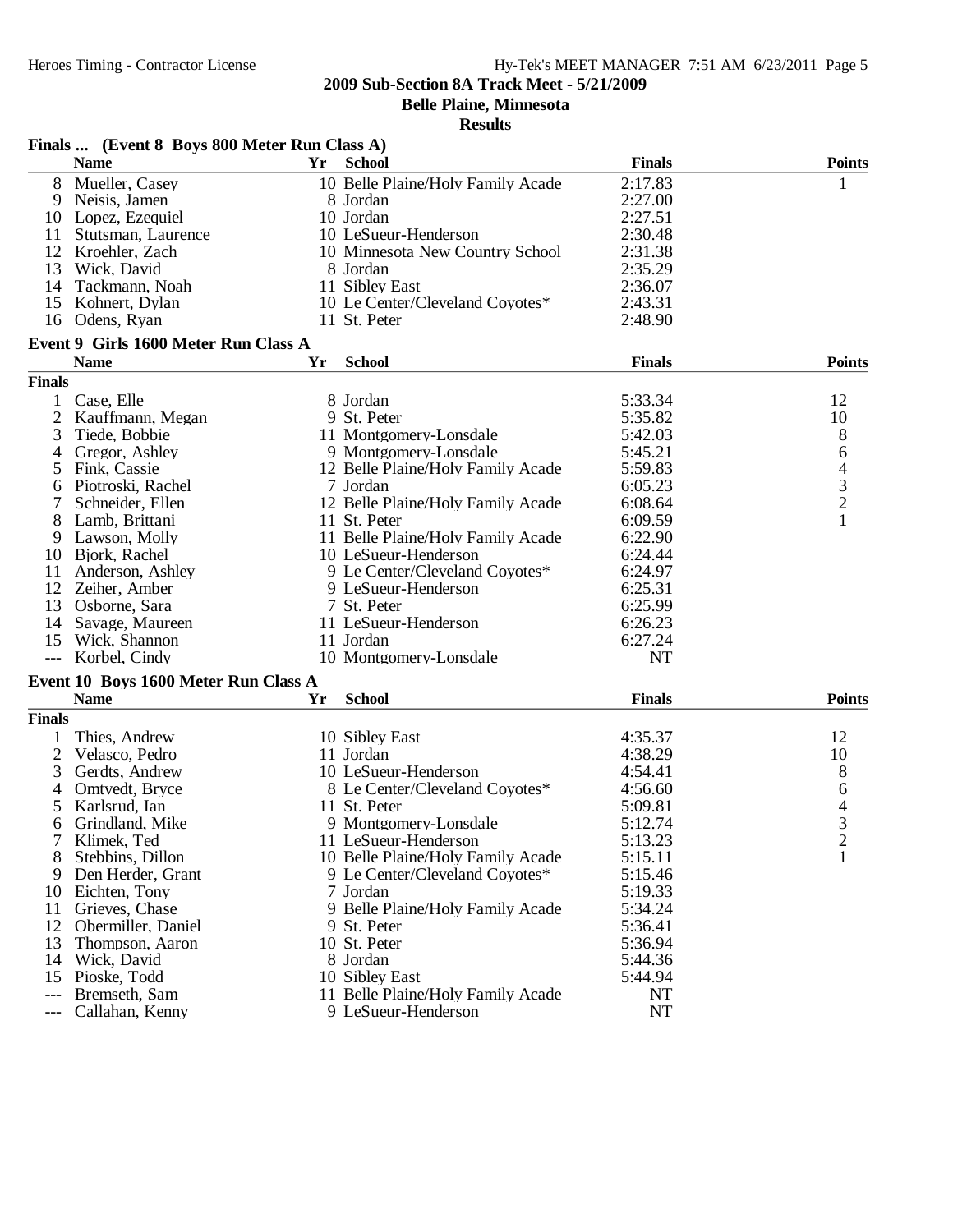**2009 Sub-Section 8A Track Meet - 5/21/2009**

**Belle Plaine, Minnesota**

**Results**

### Finals ... (Event 8 Boys 800 Meter Run Class A)

| | Name | Yr | School | Finals | Points |
|---|---|---|---|---|---|
| 8 | Mueller, Casey | 10 | Belle Plaine/Holy Family Acade | 2:17.83 | 1 |
| 9 | Neisis, Jamen | 8 | Jordan | 2:27.00 | |
| 10 | Lopez, Ezequiel | 10 | Jordan | 2:27.51 | |
| 11 | Stutsman, Laurence | 10 | LeSueur-Henderson | 2:30.48 | |
| 12 | Kroehler, Zach | 10 | Minnesota New Country School | 2:31.38 | |
| 13 | Wick, David | 8 | Jordan | 2:35.29 | |
| 14 | Tackmann, Noah | 11 | Sibley East | 2:36.07 | |
| 15 | Kohnert, Dylan | 10 | Le Center/Cleveland Coyotes* | 2:43.31 | |
| 16 | Odens, Ryan | 11 | St. Peter | 2:48.90 | |

### Event 9 Girls 1600 Meter Run Class A

| | Name | Yr | School | Finals | Points |
|---|---|---|---|---|---|
| **Finals** | | | | | |
| 1 | Case, Elle | 8 | Jordan | 5:33.34 | 12 |
| 2 | Kauffmann, Megan | 9 | St. Peter | 5:35.82 | 10 |
| 3 | Tiede, Bobbie | 11 | Montgomery-Lonsdale | 5:42.03 | 8 |
| 4 | Gregor, Ashley | 9 | Montgomery-Lonsdale | 5:45.21 | 6 |
| 5 | Fink, Cassie | 12 | Belle Plaine/Holy Family Acade | 5:59.83 | 4 |
| 6 | Piotroski, Rachel | 7 | Jordan | 6:05.23 | 3 |
| 7 | Schneider, Ellen | 12 | Belle Plaine/Holy Family Acade | 6:08.64 | 2 |
| 8 | Lamb, Brittani | 11 | St. Peter | 6:09.59 | 1 |
| 9 | Lawson, Molly | 11 | Belle Plaine/Holy Family Acade | 6:22.90 | |
| 10 | Bjork, Rachel | 10 | LeSueur-Henderson | 6:24.44 | |
| 11 | Anderson, Ashley | 9 | Le Center/Cleveland Coyotes* | 6:24.97 | |
| 12 | Zeiher, Amber | 9 | LeSueur-Henderson | 6:25.31 | |
| 13 | Osborne, Sara | 7 | St. Peter | 6:25.99 | |
| 14 | Savage, Maureen | 11 | LeSueur-Henderson | 6:26.23 | |
| 15 | Wick, Shannon | 11 | Jordan | 6:27.24 | |
| --- | Korbel, Cindy | 10 | Montgomery-Lonsdale | NT | |

### Event 10 Boys 1600 Meter Run Class A

| | Name | Yr | School | Finals | Points |
|---|---|---|---|---|---|
| **Finals** | | | | | |
| 1 | Thies, Andrew | 10 | Sibley East | 4:35.37 | 12 |
| 2 | Velasco, Pedro | 11 | Jordan | 4:38.29 | 10 |
| 3 | Gerdts, Andrew | 10 | LeSueur-Henderson | 4:54.41 | 8 |
| 4 | Omtvedt, Bryce | 8 | Le Center/Cleveland Coyotes* | 4:56.60 | 6 |
| 5 | Karlsrud, Ian | 11 | St. Peter | 5:09.81 | 4 |
| 6 | Grindland, Mike | 9 | Montgomery-Lonsdale | 5:12.74 | 3 |
| 7 | Klimek, Ted | 11 | LeSueur-Henderson | 5:13.23 | 2 |
| 8 | Stebbins, Dillon | 10 | Belle Plaine/Holy Family Acade | 5:15.11 | 1 |
| 9 | Den Herder, Grant | 9 | Le Center/Cleveland Coyotes* | 5:15.46 | |
| 10 | Eichten, Tony | 7 | Jordan | 5:19.33 | |
| 11 | Grieves, Chase | 9 | Belle Plaine/Holy Family Acade | 5:34.24 | |
| 12 | Obermiller, Daniel | 9 | St. Peter | 5:36.41 | |
| 13 | Thompson, Aaron | 10 | St. Peter | 5:36.94 | |
| 14 | Wick, David | 8 | Jordan | 5:44.36 | |
| 15 | Pioske, Todd | 10 | Sibley East | 5:44.94 | |
| --- | Bremseth, Sam | 11 | Belle Plaine/Holy Family Acade | NT | |
| --- | Callahan, Kenny | 9 | LeSueur-Henderson | NT | |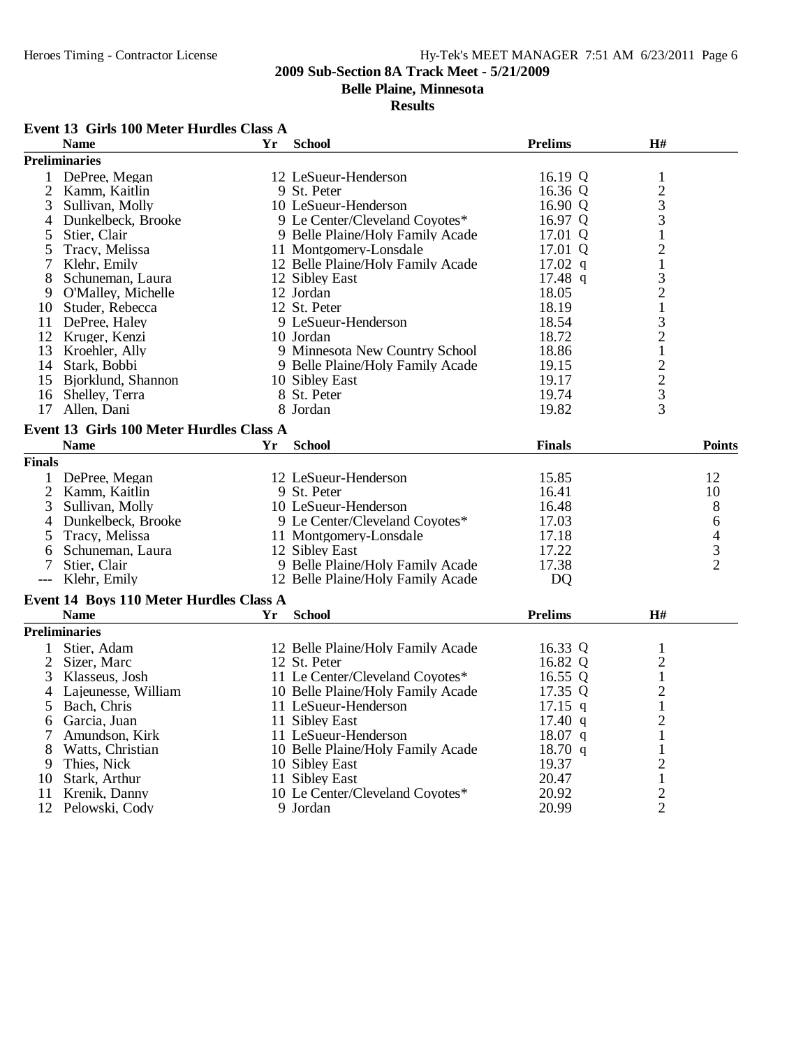## 2009 Sub-Section 8A Track Meet - 5/21/2009

**Belle Plaine, Minnesota**

**Results**

### Event 13 Girls 100 Meter Hurdles Class A

**Preliminaries**

| | Name | Yr | School | Prelims | H# |
|---|---|---|---|---|---|
| 1 | DePree, Megan | 12 | LeSueur-Henderson | 16.19 Q | 1 |
| 2 | Kamm, Kaitlin | 9 | St. Peter | 16.36 Q | 2 |
| 3 | Sullivan, Molly | 10 | LeSueur-Henderson | 16.90 Q | 3 |
| 4 | Dunkelbeck, Brooke | 9 | Le Center/Cleveland Coyotes* | 16.97 Q | 3 |
| 5 | Stier, Clair | 9 | Belle Plaine/Holy Family Acade | 17.01 Q | 1 |
| 5 | Tracy, Melissa | 11 | Montgomery-Lonsdale | 17.01 Q | 2 |
| 7 | Klehr, Emily | 12 | Belle Plaine/Holy Family Acade | 17.02 q | 1 |
| 8 | Schuneman, Laura | 12 | Sibley East | 17.48 q | 3 |
| 9 | O'Malley, Michelle | 12 | Jordan | 18.05 | 2 |
| 10 | Studer, Rebecca | 12 | St. Peter | 18.19 | 1 |
| 11 | DePree, Haley | 9 | LeSueur-Henderson | 18.54 | 3 |
| 12 | Kruger, Kenzi | 10 | Jordan | 18.72 | 2 |
| 13 | Kroehler, Ally | 9 | Minnesota New Country School | 18.86 | 1 |
| 14 | Stark, Bobbi | 9 | Belle Plaine/Holy Family Acade | 19.15 | 2 |
| 15 | Bjorklund, Shannon | 10 | Sibley East | 19.17 | 2 |
| 16 | Shelley, Terra | 8 | St. Peter | 19.74 | 3 |
| 17 | Allen, Dani | 8 | Jordan | 19.82 | 3 |

### Event 13 Girls 100 Meter Hurdles Class A

**Finals**

| | Name | Yr | School | Finals | Points |
|---|---|---|---|---|---|
| 1 | DePree, Megan | 12 | LeSueur-Henderson | 15.85 | 12 |
| 2 | Kamm, Kaitlin | 9 | St. Peter | 16.41 | 10 |
| 3 | Sullivan, Molly | 10 | LeSueur-Henderson | 16.48 | 8 |
| 4 | Dunkelbeck, Brooke | 9 | Le Center/Cleveland Coyotes* | 17.03 | 6 |
| 5 | Tracy, Melissa | 11 | Montgomery-Lonsdale | 17.18 | 4 |
| 6 | Schuneman, Laura | 12 | Sibley East | 17.22 | 3 |
| 7 | Stier, Clair | 9 | Belle Plaine/Holy Family Acade | 17.38 | 2 |
| --- | Klehr, Emily | 12 | Belle Plaine/Holy Family Acade | DQ | |

### Event 14 Boys 110 Meter Hurdles Class A

**Preliminaries**

| | Name | Yr | School | Prelims | H# |
|---|---|---|---|---|---|
| 1 | Stier, Adam | 12 | Belle Plaine/Holy Family Acade | 16.33 Q | 1 |
| 2 | Sizer, Marc | 12 | St. Peter | 16.82 Q | 2 |
| 3 | Klasseus, Josh | 11 | Le Center/Cleveland Coyotes* | 16.55 Q | 1 |
| 4 | Lajeunesse, William | 10 | Belle Plaine/Holy Family Acade | 17.35 Q | 2 |
| 5 | Bach, Chris | 11 | LeSueur-Henderson | 17.15 q | 1 |
| 6 | Garcia, Juan | 11 | Sibley East | 17.40 q | 2 |
| 7 | Amundson, Kirk | 11 | LeSueur-Henderson | 18.07 q | 1 |
| 8 | Watts, Christian | 10 | Belle Plaine/Holy Family Acade | 18.70 q | 1 |
| 9 | Thies, Nick | 10 | Sibley East | 19.37 | 2 |
| 10 | Stark, Arthur | 11 | Sibley East | 20.47 | 1 |
| 11 | Krenik, Danny | 10 | Le Center/Cleveland Coyotes* | 20.92 | 2 |
| 12 | Pelowski, Cody | 9 | Jordan | 20.99 | 2 |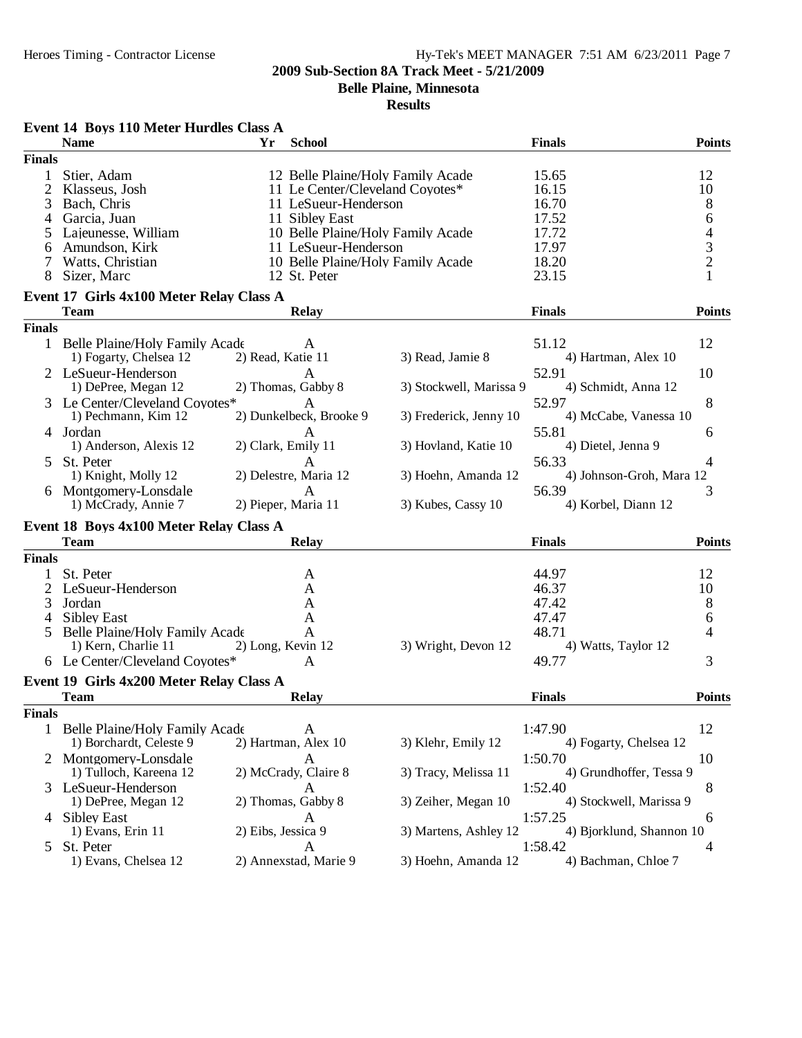**2009 Sub-Section 8A Track Meet - 5/21/2009**
**Belle Plaine, Minnesota**
**Results**

### Event 14 Boys 110 Meter Hurdles Class A

| | Name | Yr | School | Finals | Points |
|---|---|---|---|---|---|
| **Finals** | | | | | |
| 1 | Stier, Adam | 12 | Belle Plaine/Holy Family Acade | 15.65 | 12 |
| 2 | Klasseus, Josh | 11 | Le Center/Cleveland Coyotes* | 16.15 | 10 |
| 3 | Bach, Chris | 11 | LeSueur-Henderson | 16.70 | 8 |
| 4 | Garcia, Juan | 11 | Sibley East | 17.52 | 6 |
| 5 | Lajeunesse, William | 10 | Belle Plaine/Holy Family Acade | 17.72 | 4 |
| 6 | Amundson, Kirk | 11 | LeSueur-Henderson | 17.97 | 3 |
| 7 | Watts, Christian | 10 | Belle Plaine/Holy Family Acade | 18.20 | 2 |
| 8 | Sizer, Marc | 12 | St. Peter | 23.15 | 1 |

### Event 17 Girls 4x100 Meter Relay Class A

| | Team | Relay | | Finals | Points |
|---|---|---|---|---|---|
| **Finals** | | | | | |
| 1 | Belle Plaine/Holy Family Acade | A | | 51.12 | 12 |
| | 1) Fogarty, Chelsea 12 | 2) Read, Katie 11 | 3) Read, Jamie 8 | 4) Hartman, Alex 10 | |
| 2 | LeSueur-Henderson | A | | 52.91 | 10 |
| | 1) DePree, Megan 12 | 2) Thomas, Gabby 8 | 3) Stockwell, Marissa 9 | 4) Schmidt, Anna 12 | |
| 3 | Le Center/Cleveland Coyotes* | A | | 52.97 | 8 |
| | 1) Pechmann, Kim 12 | 2) Dunkelbeck, Brooke 9 | 3) Frederick, Jenny 10 | 4) McCabe, Vanessa 10 | |
| 4 | Jordan | A | | 55.81 | 6 |
| | 1) Anderson, Alexis 12 | 2) Clark, Emily 11 | 3) Hovland, Katie 10 | 4) Dietel, Jenna 9 | |
| 5 | St. Peter | A | | 56.33 | 4 |
| | 1) Knight, Molly 12 | 2) Delestre, Maria 12 | 3) Hoehn, Amanda 12 | 4) Johnson-Groh, Mara 12 | |
| 6 | Montgomery-Lonsdale | A | | 56.39 | 3 |
| | 1) McCrady, Annie 7 | 2) Pieper, Maria 11 | 3) Kubes, Cassy 10 | 4) Korbel, Diann 12 | |

### Event 18 Boys 4x100 Meter Relay Class A

| | Team | Relay | | Finals | Points |
|---|---|---|---|---|---|
| **Finals** | | | | | |
| 1 | St. Peter | A | | 44.97 | 12 |
| 2 | LeSueur-Henderson | A | | 46.37 | 10 |
| 3 | Jordan | A | | 47.42 | 8 |
| 4 | Sibley East | A | | 47.47 | 6 |
| 5 | Belle Plaine/Holy Family Acade | A | | 48.71 | 4 |
| | 1) Kern, Charlie 11 | 2) Long, Kevin 12 | 3) Wright, Devon 12 | 4) Watts, Taylor 12 | |
| 6 | Le Center/Cleveland Coyotes* | A | | 49.77 | 3 |

### Event 19 Girls 4x200 Meter Relay Class A

| | Team | Relay | | Finals | Points |
|---|---|---|---|---|---|
| **Finals** | | | | | |
| 1 | Belle Plaine/Holy Family Acade | A | | 1:47.90 | 12 |
| | 1) Borchardt, Celeste 9 | 2) Hartman, Alex 10 | 3) Klehr, Emily 12 | 4) Fogarty, Chelsea 12 | |
| 2 | Montgomery-Lonsdale | A | | 1:50.70 | 10 |
| | 1) Tulloch, Kareena 12 | 2) McCrady, Claire 8 | 3) Tracy, Melissa 11 | 4) Grundhoffer, Tessa 9 | |
| 3 | LeSueur-Henderson | A | | 1:52.40 | 8 |
| | 1) DePree, Megan 12 | 2) Thomas, Gabby 8 | 3) Zeiher, Megan 10 | 4) Stockwell, Marissa 9 | |
| 4 | Sibley East | A | | 1:57.25 | 6 |
| | 1) Evans, Erin 11 | 2) Eibs, Jessica 9 | 3) Martens, Ashley 12 | 4) Bjorklund, Shannon 10 | |
| 5 | St. Peter | A | | 1:58.42 | 4 |
| | 1) Evans, Chelsea 12 | 2) Annexstad, Marie 9 | 3) Hoehn, Amanda 12 | 4) Bachman, Chloe 7 | |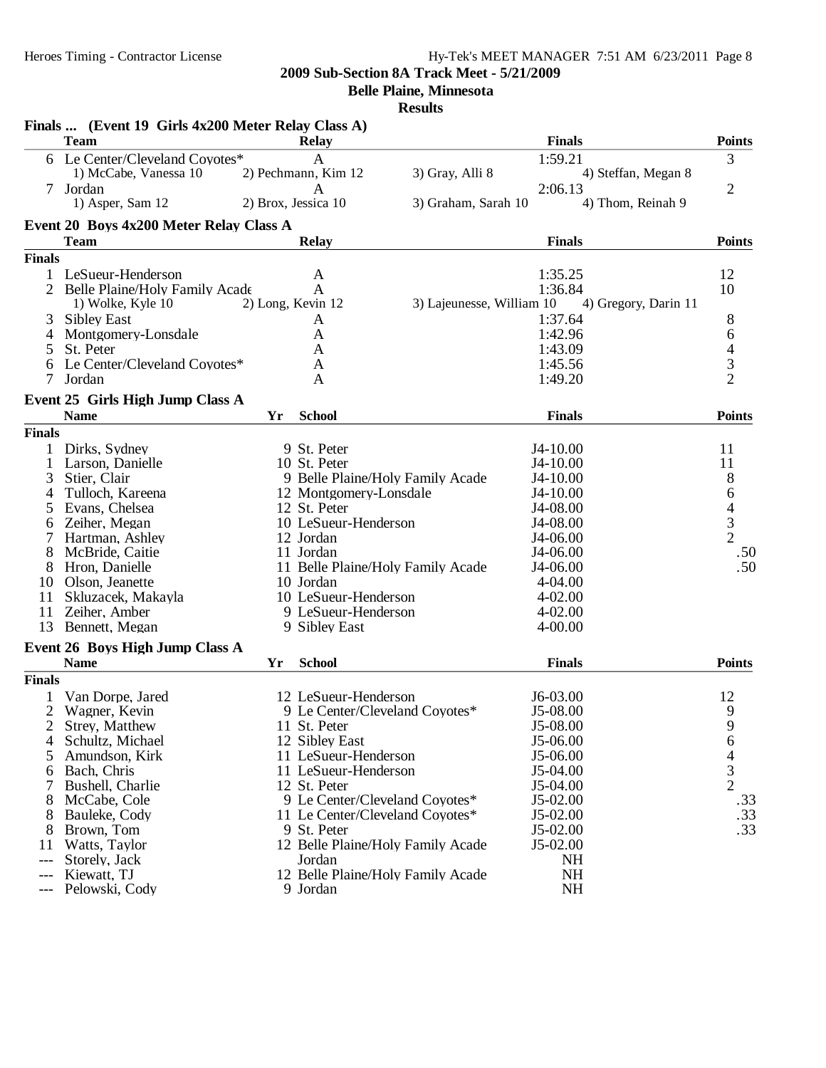**2009 Sub-Section 8A Track Meet - 5/21/2009**

**Belle Plaine, Minnesota**

**Results**

## Finals ... (Event 19 Girls 4x200 Meter Relay Class A)

| | Team | Relay | Finals | Points |
|---|---|---|---|---|
| 6 | Le Center/Cleveland Coyotes* | A | 1:59.21 | 3 |
| | 1) McCabe, Vanessa 10 | 2) Pechmann, Kim 12 | 3) Gray, Alli 8 | 4) Steffan, Megan 8 |
| 7 | Jordan | A | 2:06.13 | 2 |
| | 1) Asper, Sam 12 | 2) Brox, Jessica 10 | 3) Graham, Sarah 10 | 4) Thom, Reinah 9 |

## Event 20 Boys 4x200 Meter Relay Class A

**Finals**

| | Team | Relay | Finals | Points |
|---|---|---|---|---|
| 1 | LeSueur-Henderson | A | 1:35.25 | 12 |
| 2 | Belle Plaine/Holy Family Acade | A | 1:36.84 | 10 |
| | 1) Wolke, Kyle 10 | 2) Long, Kevin 12 | 3) Lajeunesse, William 10 | 4) Gregory, Darin 11 |
| 3 | Sibley East | A | 1:37.64 | 8 |
| 4 | Montgomery-Lonsdale | A | 1:42.96 | 6 |
| 5 | St. Peter | A | 1:43.09 | 4 |
| 6 | Le Center/Cleveland Coyotes* | A | 1:45.56 | 3 |
| 7 | Jordan | A | 1:49.20 | 2 |

## Event 25 Girls High Jump Class A

**Finals**

| | Name | Yr | School | Finals | Points |
|---|---|---|---|---|---|
| 1 | Dirks, Sydney | 9 | St. Peter | J4-10.00 | 11 |
| 1 | Larson, Danielle | 10 | St. Peter | J4-10.00 | 11 |
| 3 | Stier, Clair | 9 | Belle Plaine/Holy Family Acade | J4-10.00 | 8 |
| 4 | Tulloch, Kareena | 12 | Montgomery-Lonsdale | J4-10.00 | 6 |
| 5 | Evans, Chelsea | 12 | St. Peter | J4-08.00 | 4 |
| 6 | Zeiher, Megan | 10 | LeSueur-Henderson | J4-08.00 | 3 |
| 7 | Hartman, Ashley | 12 | Jordan | J4-06.00 | 2 |
| 8 | McBride, Caitie | 11 | Jordan | J4-06.00 | .50 |
| 8 | Hron, Danielle | 11 | Belle Plaine/Holy Family Acade | J4-06.00 | .50 |
| 10 | Olson, Jeanette | 10 | Jordan | 4-04.00 | |
| 11 | Skluzacek, Makayla | 10 | LeSueur-Henderson | 4-02.00 | |
| 11 | Zeiher, Amber | 9 | LeSueur-Henderson | 4-02.00 | |
| 13 | Bennett, Megan | 9 | Sibley East | 4-00.00 | |

## Event 26 Boys High Jump Class A

**Finals**

| | Name | Yr | School | Finals | Points |
|---|---|---|---|---|---|
| 1 | Van Dorpe, Jared | 12 | LeSueur-Henderson | J6-03.00 | 12 |
| 2 | Wagner, Kevin | 9 | Le Center/Cleveland Coyotes* | J5-08.00 | 9 |
| 2 | Strey, Matthew | 11 | St. Peter | J5-08.00 | 9 |
| 4 | Schultz, Michael | 12 | Sibley East | J5-06.00 | 6 |
| 5 | Amundson, Kirk | 11 | LeSueur-Henderson | J5-06.00 | 4 |
| 6 | Bach, Chris | 11 | LeSueur-Henderson | J5-04.00 | 3 |
| 7 | Bushell, Charlie | 12 | St. Peter | J5-04.00 | 2 |
| 8 | McCabe, Cole | 9 | Le Center/Cleveland Coyotes* | J5-02.00 | .33 |
| 8 | Bauleke, Cody | 11 | Le Center/Cleveland Coyotes* | J5-02.00 | .33 |
| 8 | Brown, Tom | 9 | St. Peter | J5-02.00 | .33 |
| 11 | Watts, Taylor | 12 | Belle Plaine/Holy Family Acade | J5-02.00 | |
| --- | Storely, Jack | | Jordan | NH | |
| --- | Kiewatt, TJ | 12 | Belle Plaine/Holy Family Acade | NH | |
| --- | Pelowski, Cody | 9 | Jordan | NH | |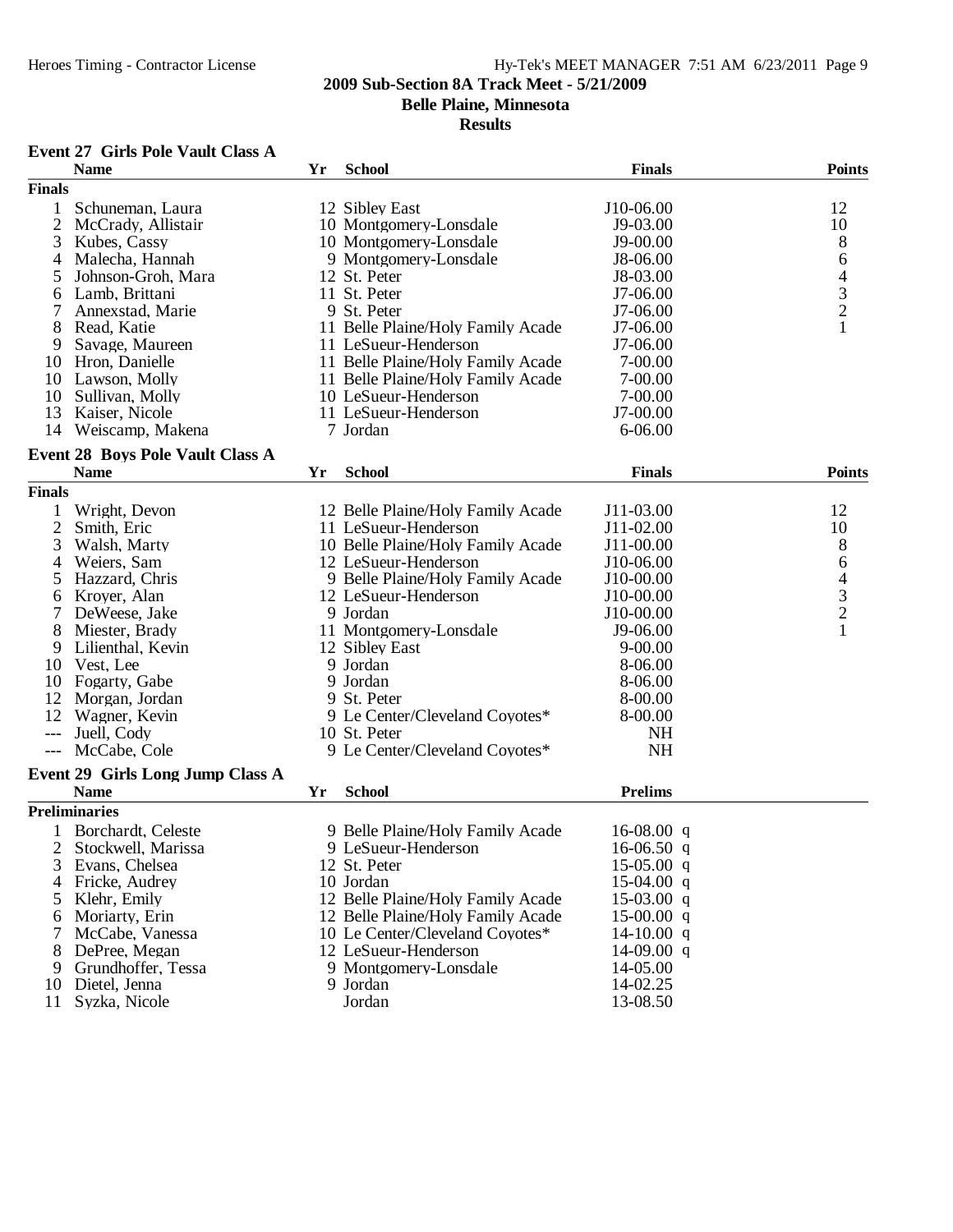**2009 Sub-Section 8A Track Meet - 5/21/2009**

**Belle Plaine, Minnesota**

**Results**

### Event 27 Girls Pole Vault Class A

| | Name | Yr | School | Finals | Points |
|---|---|---|---|---|---|
| **Finals** | | | | | |
| 1 | Schuneman, Laura | 12 | Sibley East | J10-06.00 | 12 |
| 2 | McCrady, Allistair | 10 | Montgomery-Lonsdale | J9-03.00 | 10 |
| 3 | Kubes, Cassy | 10 | Montgomery-Lonsdale | J9-00.00 | 8 |
| 4 | Malecha, Hannah | 9 | Montgomery-Lonsdale | J8-06.00 | 6 |
| 5 | Johnson-Groh, Mara | 12 | St. Peter | J8-03.00 | 4 |
| 6 | Lamb, Brittani | 11 | St. Peter | J7-06.00 | 3 |
| 7 | Annexstad, Marie | 9 | St. Peter | J7-06.00 | 2 |
| 8 | Read, Katie | 11 | Belle Plaine/Holy Family Acade | J7-06.00 | 1 |
| 9 | Savage, Maureen | 11 | LeSueur-Henderson | J7-06.00 | |
| 10 | Hron, Danielle | 11 | Belle Plaine/Holy Family Acade | 7-00.00 | |
| 10 | Lawson, Molly | 11 | Belle Plaine/Holy Family Acade | 7-00.00 | |
| 10 | Sullivan, Molly | 10 | LeSueur-Henderson | 7-00.00 | |
| 13 | Kaiser, Nicole | 11 | LeSueur-Henderson | J7-00.00 | |
| 14 | Weiscamp, Makena | 7 | Jordan | 6-06.00 | |

### Event 28 Boys Pole Vault Class A

| | Name | Yr | School | Finals | Points |
|---|---|---|---|---|---|
| **Finals** | | | | | |
| 1 | Wright, Devon | 12 | Belle Plaine/Holy Family Acade | J11-03.00 | 12 |
| 2 | Smith, Eric | 11 | LeSueur-Henderson | J11-02.00 | 10 |
| 3 | Walsh, Marty | 10 | Belle Plaine/Holy Family Acade | J11-00.00 | 8 |
| 4 | Weiers, Sam | 12 | LeSueur-Henderson | J10-06.00 | 6 |
| 5 | Hazzard, Chris | 9 | Belle Plaine/Holy Family Acade | J10-00.00 | 4 |
| 6 | Kroyer, Alan | 12 | LeSueur-Henderson | J10-00.00 | 3 |
| 7 | DeWeese, Jake | 9 | Jordan | J10-00.00 | 2 |
| 8 | Miester, Brady | 11 | Montgomery-Lonsdale | J9-06.00 | 1 |
| 9 | Lilienthal, Kevin | 12 | Sibley East | 9-00.00 | |
| 10 | Vest, Lee | 9 | Jordan | 8-06.00 | |
| 10 | Fogarty, Gabe | 9 | Jordan | 8-06.00 | |
| 12 | Morgan, Jordan | 9 | St. Peter | 8-00.00 | |
| 12 | Wagner, Kevin | 9 | Le Center/Cleveland Coyotes* | 8-00.00 | |
| --- | Juell, Cody | 10 | St. Peter | NH | |
| --- | McCabe, Cole | 9 | Le Center/Cleveland Coyotes* | NH | |

### Event 29 Girls Long Jump Class A

| | Name | Yr | School | Prelims | |
|---|---|---|---|---|---|
| **Preliminaries** | | | | | |
| 1 | Borchardt, Celeste | 9 | Belle Plaine/Holy Family Acade | 16-08.00 | q |
| 2 | Stockwell, Marissa | 9 | LeSueur-Henderson | 16-06.50 | q |
| 3 | Evans, Chelsea | 12 | St. Peter | 15-05.00 | q |
| 4 | Fricke, Audrey | 10 | Jordan | 15-04.00 | q |
| 5 | Klehr, Emily | 12 | Belle Plaine/Holy Family Acade | 15-03.00 | q |
| 6 | Moriarty, Erin | 12 | Belle Plaine/Holy Family Acade | 15-00.00 | q |
| 7 | McCabe, Vanessa | 10 | Le Center/Cleveland Coyotes* | 14-10.00 | q |
| 8 | DePree, Megan | 12 | LeSueur-Henderson | 14-09.00 | q |
| 9 | Grundhoffer, Tessa | 9 | Montgomery-Lonsdale | 14-05.00 | |
| 10 | Dietel, Jenna | 9 | Jordan | 14-02.25 | |
| 11 | Syzka, Nicole | | Jordan | 13-08.50 | |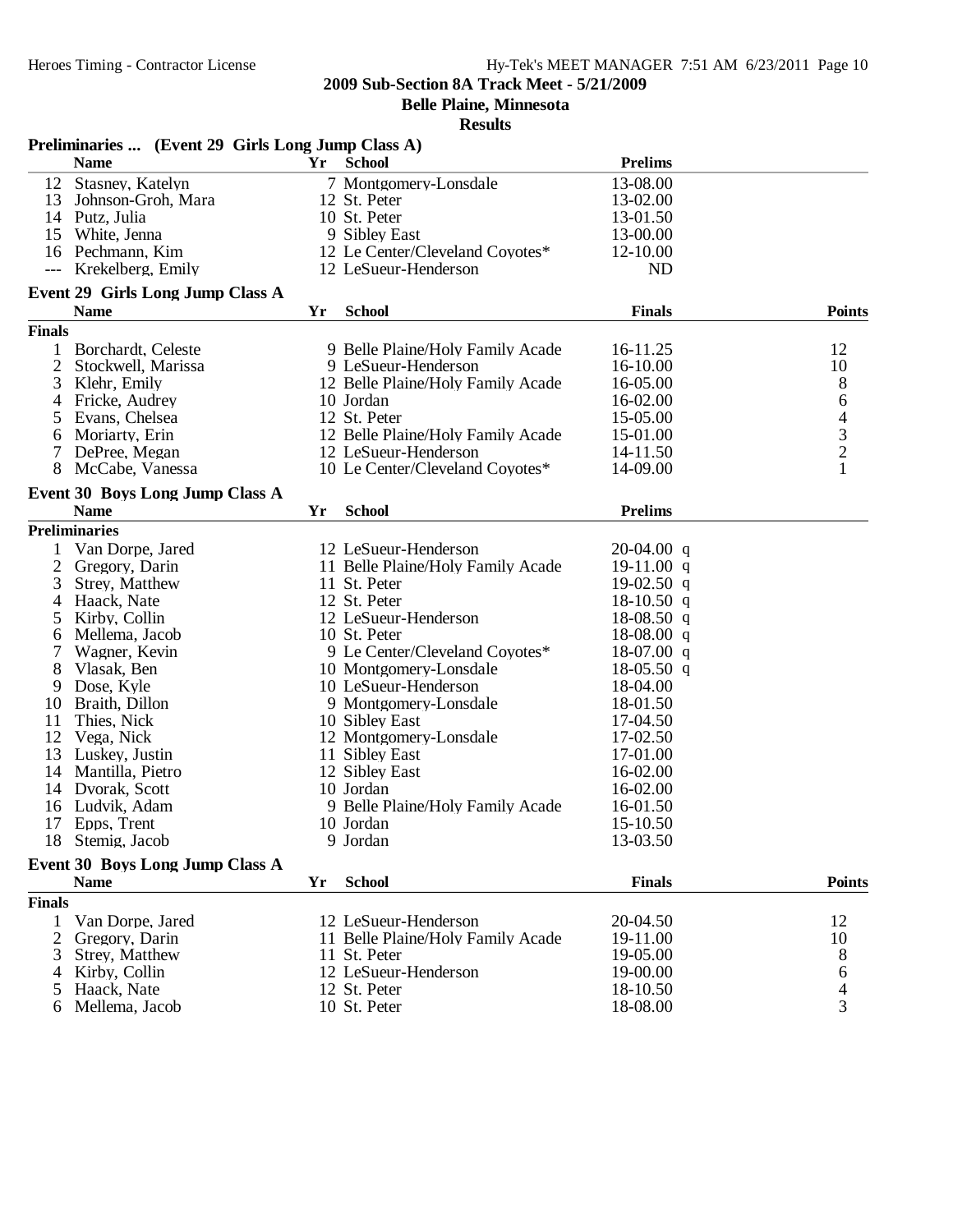**2009 Sub-Section 8A Track Meet - 5/21/2009**

**Belle Plaine, Minnesota**

**Results**

### Preliminaries ... (Event 29 Girls Long Jump Class A)

| | Name | Yr | School | Prelims |
|---|---|---|---|---|
| 12 | Stasney, Katelyn | 7 | Montgomery-Lonsdale | 13-08.00 |
| 13 | Johnson-Groh, Mara | 12 | St. Peter | 13-02.00 |
| 14 | Putz, Julia | 10 | St. Peter | 13-01.50 |
| 15 | White, Jenna | 9 | Sibley East | 13-00.00 |
| 16 | Pechmann, Kim | 12 | Le Center/Cleveland Coyotes* | 12-10.00 |
| --- | Krekelberg, Emily | 12 | LeSueur-Henderson | ND |

### Event 29 Girls Long Jump Class A

**Finals**

| | Name | Yr | School | Finals | Points |
|---|---|---|---|---|---|
| 1 | Borchardt, Celeste | 9 | Belle Plaine/Holy Family Acade | 16-11.25 | 12 |
| 2 | Stockwell, Marissa | 9 | LeSueur-Henderson | 16-10.00 | 10 |
| 3 | Klehr, Emily | 12 | Belle Plaine/Holy Family Acade | 16-05.00 | 8 |
| 4 | Fricke, Audrey | 10 | Jordan | 16-02.00 | 6 |
| 5 | Evans, Chelsea | 12 | St. Peter | 15-05.00 | 4 |
| 6 | Moriarty, Erin | 12 | Belle Plaine/Holy Family Acade | 15-01.00 | 3 |
| 7 | DePree, Megan | 12 | LeSueur-Henderson | 14-11.50 | 2 |
| 8 | McCabe, Vanessa | 10 | Le Center/Cleveland Coyotes* | 14-09.00 | 1 |

### Event 30 Boys Long Jump Class A

**Preliminaries**

| | Name | Yr | School | Prelims | |
|---|---|---|---|---|---|
| 1 | Van Dorpe, Jared | 12 | LeSueur-Henderson | 20-04.00 | q |
| 2 | Gregory, Darin | 11 | Belle Plaine/Holy Family Acade | 19-11.00 | q |
| 3 | Strey, Matthew | 11 | St. Peter | 19-02.50 | q |
| 4 | Haack, Nate | 12 | St. Peter | 18-10.50 | q |
| 5 | Kirby, Collin | 12 | LeSueur-Henderson | 18-08.50 | q |
| 6 | Mellema, Jacob | 10 | St. Peter | 18-08.00 | q |
| 7 | Wagner, Kevin | 9 | Le Center/Cleveland Coyotes* | 18-07.00 | q |
| 8 | Vlasak, Ben | 10 | Montgomery-Lonsdale | 18-05.50 | q |
| 9 | Dose, Kyle | 10 | LeSueur-Henderson | 18-04.00 | |
| 10 | Braith, Dillon | 9 | Montgomery-Lonsdale | 18-01.50 | |
| 11 | Thies, Nick | 10 | Sibley East | 17-04.50 | |
| 12 | Vega, Nick | 12 | Montgomery-Lonsdale | 17-02.50 | |
| 13 | Luskey, Justin | 11 | Sibley East | 17-01.00 | |
| 14 | Mantilla, Pietro | 12 | Sibley East | 16-02.00 | |
| 14 | Dvorak, Scott | 10 | Jordan | 16-02.00 | |
| 16 | Ludvik, Adam | 9 | Belle Plaine/Holy Family Acade | 16-01.50 | |
| 17 | Epps, Trent | 10 | Jordan | 15-10.50 | |
| 18 | Stemig, Jacob | 9 | Jordan | 13-03.50 | |

### Event 30 Boys Long Jump Class A

**Finals**

| | Name | Yr | School | Finals | Points |
|---|---|---|---|---|---|
| 1 | Van Dorpe, Jared | 12 | LeSueur-Henderson | 20-04.50 | 12 |
| 2 | Gregory, Darin | 11 | Belle Plaine/Holy Family Acade | 19-11.00 | 10 |
| 3 | Strey, Matthew | 11 | St. Peter | 19-05.00 | 8 |
| 4 | Kirby, Collin | 12 | LeSueur-Henderson | 19-00.00 | 6 |
| 5 | Haack, Nate | 12 | St. Peter | 18-10.50 | 4 |
| 6 | Mellema, Jacob | 10 | St. Peter | 18-08.00 | 3 |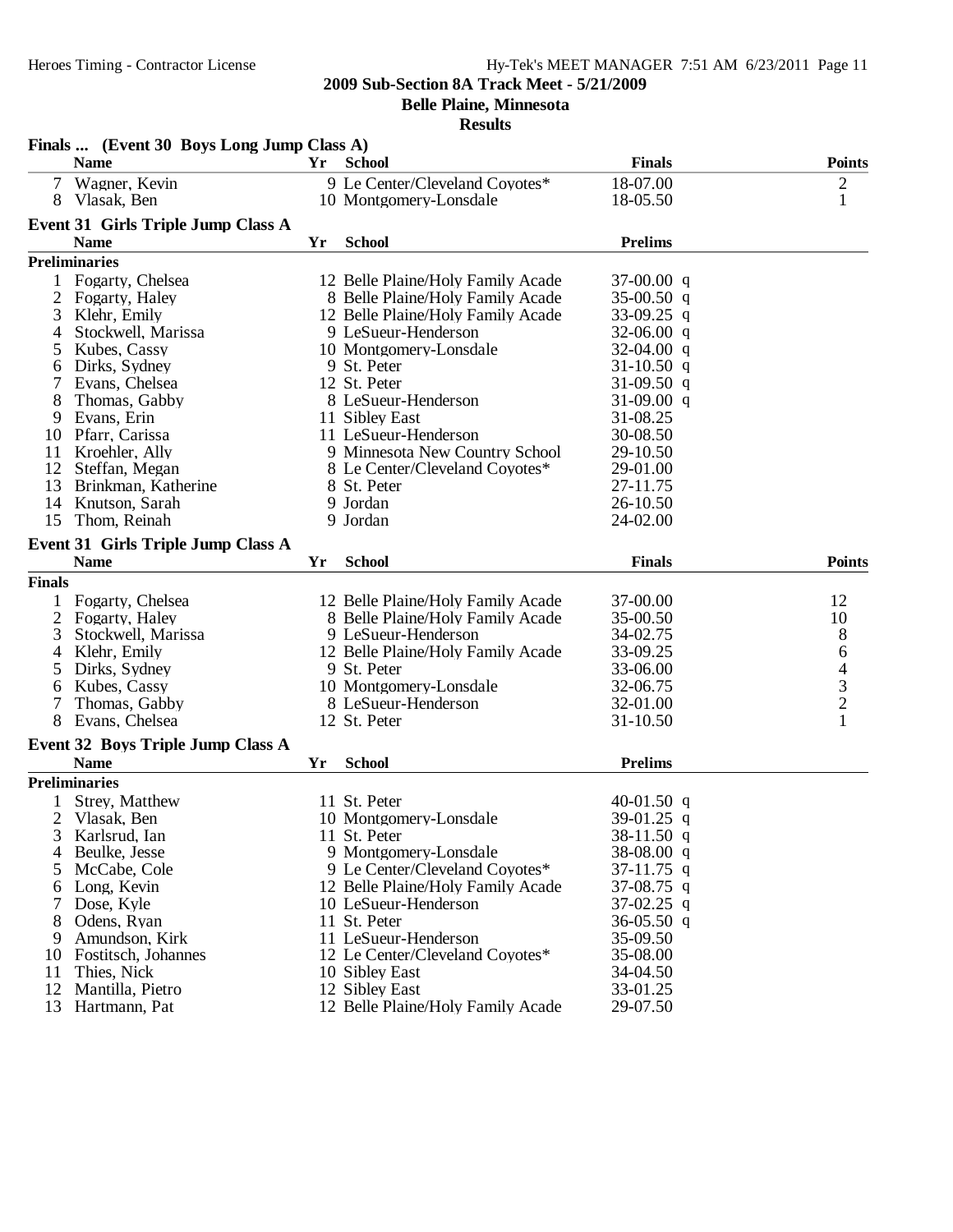## 2009 Sub-Section 8A Track Meet - 5/21/2009

### Belle Plaine, Minnesota

### Results

**Finals ... (Event 30 Boys Long Jump Class A)**

| | Name | Yr | School | Finals | Points |
|---|---|---|---|---|---|
| 7 | Wagner, Kevin | 9 | Le Center/Cleveland Coyotes* | 18-07.00 | 2 |
| 8 | Vlasak, Ben | 10 | Montgomery-Lonsdale | 18-05.50 | 1 |

**Event 31 Girls Triple Jump Class A**

| | Name | Yr | School | Prelims | |
|---|---|---|---|---|---|
| **Preliminaries** | | | | | |
| 1 | Fogarty, Chelsea | 12 | Belle Plaine/Holy Family Acade | 37-00.00 | q |
| 2 | Fogarty, Haley | 8 | Belle Plaine/Holy Family Acade | 35-00.50 | q |
| 3 | Klehr, Emily | 12 | Belle Plaine/Holy Family Acade | 33-09.25 | q |
| 4 | Stockwell, Marissa | 9 | LeSueur-Henderson | 32-06.00 | q |
| 5 | Kubes, Cassy | 10 | Montgomery-Lonsdale | 32-04.00 | q |
| 6 | Dirks, Sydney | 9 | St. Peter | 31-10.50 | q |
| 7 | Evans, Chelsea | 12 | St. Peter | 31-09.50 | q |
| 8 | Thomas, Gabby | 8 | LeSueur-Henderson | 31-09.00 | q |
| 9 | Evans, Erin | 11 | Sibley East | 31-08.25 | |
| 10 | Pfarr, Carissa | 11 | LeSueur-Henderson | 30-08.50 | |
| 11 | Kroehler, Ally | 9 | Minnesota New Country School | 29-10.50 | |
| 12 | Steffan, Megan | 8 | Le Center/Cleveland Coyotes* | 29-01.00 | |
| 13 | Brinkman, Katherine | 8 | St. Peter | 27-11.75 | |
| 14 | Knutson, Sarah | 9 | Jordan | 26-10.50 | |
| 15 | Thom, Reinah | 9 | Jordan | 24-02.00 | |

**Event 31 Girls Triple Jump Class A**

| | Name | Yr | School | Finals | Points |
|---|---|---|---|---|---|
| **Finals** | | | | | |
| 1 | Fogarty, Chelsea | 12 | Belle Plaine/Holy Family Acade | 37-00.00 | 12 |
| 2 | Fogarty, Haley | 8 | Belle Plaine/Holy Family Acade | 35-00.50 | 10 |
| 3 | Stockwell, Marissa | 9 | LeSueur-Henderson | 34-02.75 | 8 |
| 4 | Klehr, Emily | 12 | Belle Plaine/Holy Family Acade | 33-09.25 | 6 |
| 5 | Dirks, Sydney | 9 | St. Peter | 33-06.00 | 4 |
| 6 | Kubes, Cassy | 10 | Montgomery-Lonsdale | 32-06.75 | 3 |
| 7 | Thomas, Gabby | 8 | LeSueur-Henderson | 32-01.00 | 2 |
| 8 | Evans, Chelsea | 12 | St. Peter | 31-10.50 | 1 |

**Event 32 Boys Triple Jump Class A**

| | Name | Yr | School | Prelims | |
|---|---|---|---|---|---|
| **Preliminaries** | | | | | |
| 1 | Strey, Matthew | 11 | St. Peter | 40-01.50 | q |
| 2 | Vlasak, Ben | 10 | Montgomery-Lonsdale | 39-01.25 | q |
| 3 | Karlsrud, Ian | 11 | St. Peter | 38-11.50 | q |
| 4 | Beulke, Jesse | 9 | Montgomery-Lonsdale | 38-08.00 | q |
| 5 | McCabe, Cole | 9 | Le Center/Cleveland Coyotes* | 37-11.75 | q |
| 6 | Long, Kevin | 12 | Belle Plaine/Holy Family Acade | 37-08.75 | q |
| 7 | Dose, Kyle | 10 | LeSueur-Henderson | 37-02.25 | q |
| 8 | Odens, Ryan | 11 | St. Peter | 36-05.50 | q |
| 9 | Amundson, Kirk | 11 | LeSueur-Henderson | 35-09.50 | |
| 10 | Fostitsch, Johannes | 12 | Le Center/Cleveland Coyotes* | 35-08.00 | |
| 11 | Thies, Nick | 10 | Sibley East | 34-04.50 | |
| 12 | Mantilla, Pietro | 12 | Sibley East | 33-01.25 | |
| 13 | Hartmann, Pat | 12 | Belle Plaine/Holy Family Acade | 29-07.50 | |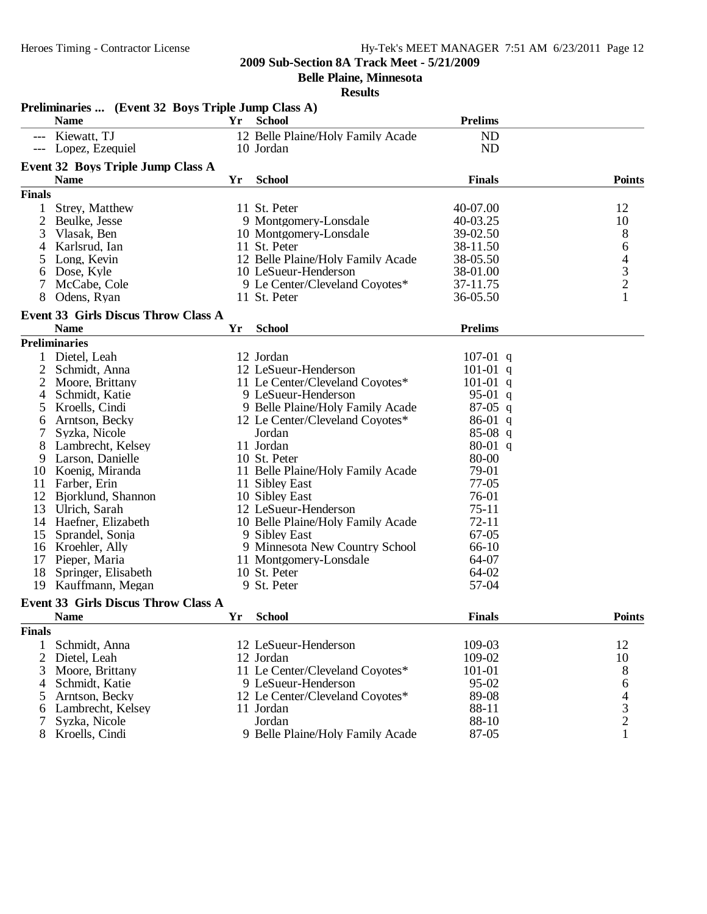## 2009 Sub-Section 8A Track Meet - 5/21/2009

**Belle Plaine, Minnesota**

**Results**

### Preliminaries ... (Event 32 Boys Triple Jump Class A)

| | Name | Yr | School | Prelims |
|---|---|---|---|---|
| --- | Kiewatt, TJ | 12 | Belle Plaine/Holy Family Acade | ND |
| --- | Lopez, Ezequiel | 10 | Jordan | ND |

### Event 32 Boys Triple Jump Class A

| | Name | Yr | School | Finals | Points |
|---|---|---|---|---|---|
| **Finals** | | | | | |
| 1 | Strey, Matthew | 11 | St. Peter | 40-07.00 | 12 |
| 2 | Beulke, Jesse | 9 | Montgomery-Lonsdale | 40-03.25 | 10 |
| 3 | Vlasak, Ben | 10 | Montgomery-Lonsdale | 39-02.50 | 8 |
| 4 | Karlsrud, Ian | 11 | St. Peter | 38-11.50 | 6 |
| 5 | Long, Kevin | 12 | Belle Plaine/Holy Family Acade | 38-05.50 | 4 |
| 6 | Dose, Kyle | 10 | LeSueur-Henderson | 38-01.00 | 3 |
| 7 | McCabe, Cole | 9 | Le Center/Cleveland Coyotes* | 37-11.75 | 2 |
| 8 | Odens, Ryan | 11 | St. Peter | 36-05.50 | 1 |

### Event 33 Girls Discus Throw Class A

| | Name | Yr | School | Prelims | |
|---|---|---|---|---|---|
| **Preliminaries** | | | | | |
| 1 | Dietel, Leah | 12 | Jordan | 107-01 | q |
| 2 | Schmidt, Anna | 12 | LeSueur-Henderson | 101-01 | q |
| 2 | Moore, Brittany | 11 | Le Center/Cleveland Coyotes* | 101-01 | q |
| 4 | Schmidt, Katie | 9 | LeSueur-Henderson | 95-01 | q |
| 5 | Kroells, Cindi | 9 | Belle Plaine/Holy Family Acade | 87-05 | q |
| 6 | Arntson, Becky | 12 | Le Center/Cleveland Coyotes* | 86-01 | q |
| 7 | Syzka, Nicole | | Jordan | 85-08 | q |
| 8 | Lambrecht, Kelsey | 11 | Jordan | 80-01 | q |
| 9 | Larson, Danielle | 10 | St. Peter | 80-00 | |
| 10 | Koenig, Miranda | 11 | Belle Plaine/Holy Family Acade | 79-01 | |
| 11 | Farber, Erin | 11 | Sibley East | 77-05 | |
| 12 | Bjorklund, Shannon | 10 | Sibley East | 76-01 | |
| 13 | Ulrich, Sarah | 12 | LeSueur-Henderson | 75-11 | |
| 14 | Haefner, Elizabeth | 10 | Belle Plaine/Holy Family Acade | 72-11 | |
| 15 | Sprandel, Sonja | 9 | Sibley East | 67-05 | |
| 16 | Kroehler, Ally | 9 | Minnesota New Country School | 66-10 | |
| 17 | Pieper, Maria | 11 | Montgomery-Lonsdale | 64-07 | |
| 18 | Springer, Elisabeth | 10 | St. Peter | 64-02 | |
| 19 | Kauffmann, Megan | 9 | St. Peter | 57-04 | |

### Event 33 Girls Discus Throw Class A

| | Name | Yr | School | Finals | Points |
|---|---|---|---|---|---|
| **Finals** | | | | | |
| 1 | Schmidt, Anna | 12 | LeSueur-Henderson | 109-03 | 12 |
| 2 | Dietel, Leah | 12 | Jordan | 109-02 | 10 |
| 3 | Moore, Brittany | 11 | Le Center/Cleveland Coyotes* | 101-01 | 8 |
| 4 | Schmidt, Katie | 9 | LeSueur-Henderson | 95-02 | 6 |
| 5 | Arntson, Becky | 12 | Le Center/Cleveland Coyotes* | 89-08 | 4 |
| 6 | Lambrecht, Kelsey | 11 | Jordan | 88-11 | 3 |
| 7 | Syzka, Nicole | | Jordan | 88-10 | 2 |
| 8 | Kroells, Cindi | 9 | Belle Plaine/Holy Family Acade | 87-05 | 1 |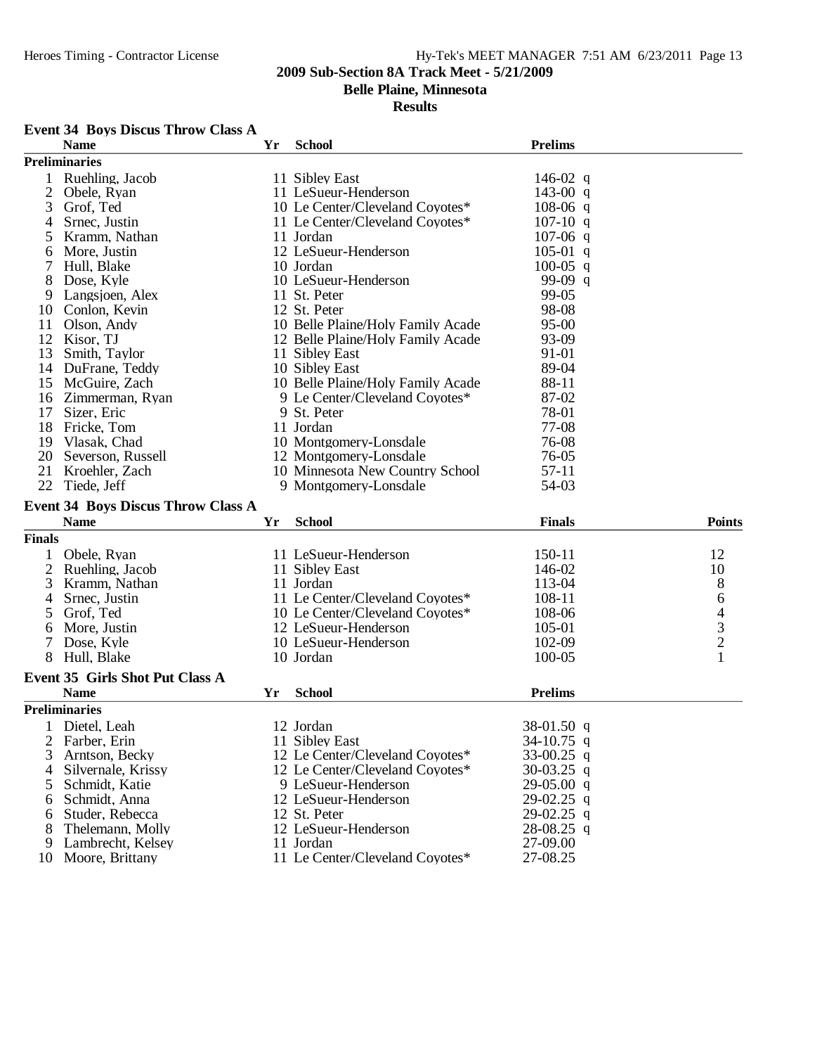**2009 Sub-Section 8A Track Meet - 5/21/2009**

**Belle Plaine, Minnesota**

**Results**

### Event 34 Boys Discus Throw Class A

| | Name | Yr | School | Prelims | |
|---|---|---|---|---|---|
| **Preliminaries** | | | | | |
| 1 | Ruehling, Jacob | 11 | Sibley East | 146-02 | q |
| 2 | Obele, Ryan | 11 | LeSueur-Henderson | 143-00 | q |
| 3 | Grof, Ted | 10 | Le Center/Cleveland Coyotes* | 108-06 | q |
| 4 | Srnec, Justin | 11 | Le Center/Cleveland Coyotes* | 107-10 | q |
| 5 | Kramm, Nathan | 11 | Jordan | 107-06 | q |
| 6 | More, Justin | 12 | LeSueur-Henderson | 105-01 | q |
| 7 | Hull, Blake | 10 | Jordan | 100-05 | q |
| 8 | Dose, Kyle | 10 | LeSueur-Henderson | 99-09 | q |
| 9 | Langsjoen, Alex | 11 | St. Peter | 99-05 | |
| 10 | Conlon, Kevin | 12 | St. Peter | 98-08 | |
| 11 | Olson, Andy | 10 | Belle Plaine/Holy Family Acade | 95-00 | |
| 12 | Kisor, TJ | 12 | Belle Plaine/Holy Family Acade | 93-09 | |
| 13 | Smith, Taylor | 11 | Sibley East | 91-01 | |
| 14 | DuFrane, Teddy | 10 | Sibley East | 89-04 | |
| 15 | McGuire, Zach | 10 | Belle Plaine/Holy Family Acade | 88-11 | |
| 16 | Zimmerman, Ryan | 9 | Le Center/Cleveland Coyotes* | 87-02 | |
| 17 | Sizer, Eric | 9 | St. Peter | 78-01 | |
| 18 | Fricke, Tom | 11 | Jordan | 77-08 | |
| 19 | Vlasak, Chad | 10 | Montgomery-Lonsdale | 76-08 | |
| 20 | Severson, Russell | 12 | Montgomery-Lonsdale | 76-05 | |
| 21 | Kroehler, Zach | 10 | Minnesota New Country School | 57-11 | |
| 22 | Tiede, Jeff | 9 | Montgomery-Lonsdale | 54-03 | |

### Event 34 Boys Discus Throw Class A

| | Name | Yr | School | Finals | Points |
|---|---|---|---|---|---|
| **Finals** | | | | | |
| 1 | Obele, Ryan | 11 | LeSueur-Henderson | 150-11 | 12 |
| 2 | Ruehling, Jacob | 11 | Sibley East | 146-02 | 10 |
| 3 | Kramm, Nathan | 11 | Jordan | 113-04 | 8 |
| 4 | Srnec, Justin | 11 | Le Center/Cleveland Coyotes* | 108-11 | 6 |
| 5 | Grof, Ted | 10 | Le Center/Cleveland Coyotes* | 108-06 | 4 |
| 6 | More, Justin | 12 | LeSueur-Henderson | 105-01 | 3 |
| 7 | Dose, Kyle | 10 | LeSueur-Henderson | 102-09 | 2 |
| 8 | Hull, Blake | 10 | Jordan | 100-05 | 1 |

### Event 35 Girls Shot Put Class A

| | Name | Yr | School | Prelims | |
|---|---|---|---|---|---|
| **Preliminaries** | | | | | |
| 1 | Dietel, Leah | 12 | Jordan | 38-01.50 | q |
| 2 | Farber, Erin | 11 | Sibley East | 34-10.75 | q |
| 3 | Arntson, Becky | 12 | Le Center/Cleveland Coyotes* | 33-00.25 | q |
| 4 | Silvernale, Krissy | 12 | Le Center/Cleveland Coyotes* | 30-03.25 | q |
| 5 | Schmidt, Katie | 9 | LeSueur-Henderson | 29-05.00 | q |
| 6 | Schmidt, Anna | 12 | LeSueur-Henderson | 29-02.25 | q |
| 6 | Studer, Rebecca | 12 | St. Peter | 29-02.25 | q |
| 8 | Thelemann, Molly | 12 | LeSueur-Henderson | 28-08.25 | q |
| 9 | Lambrecht, Kelsey | 11 | Jordan | 27-09.00 | |
| 10 | Moore, Brittany | 11 | Le Center/Cleveland Coyotes* | 27-08.25 | |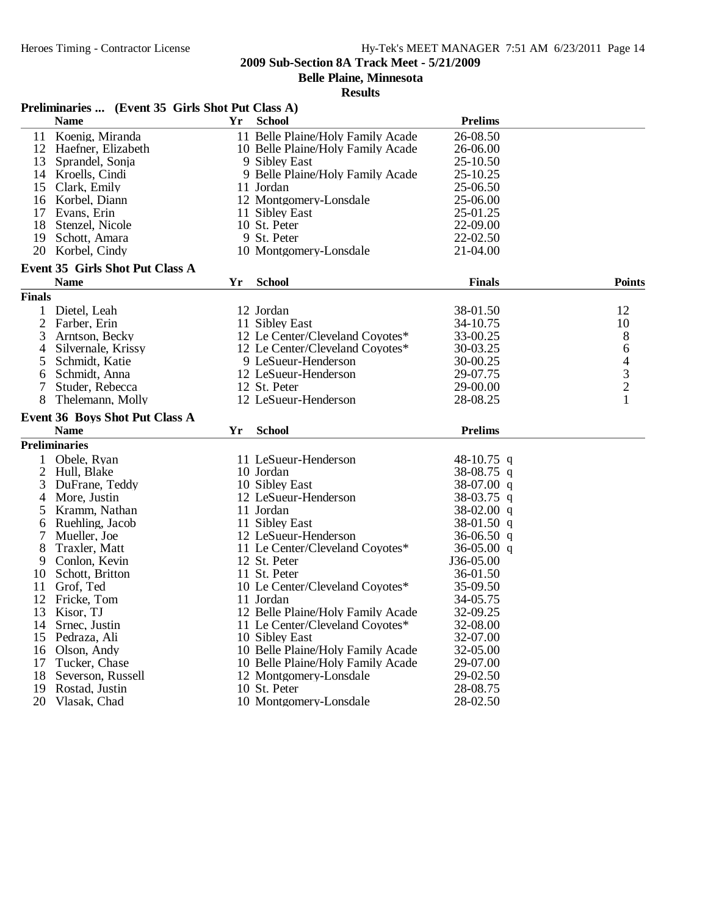**2009 Sub-Section 8A Track Meet - 5/21/2009**

**Belle Plaine, Minnesota**

**Results**

### Preliminaries ... (Event 35 Girls Shot Put Class A)

| | Name | Yr | School | Prelims |
|---|---|---|---|---|
| 11 | Koenig, Miranda | 11 | Belle Plaine/Holy Family Acade | 26-08.50 |
| 12 | Haefner, Elizabeth | 10 | Belle Plaine/Holy Family Acade | 26-06.00 |
| 13 | Sprandel, Sonja | 9 | Sibley East | 25-10.50 |
| 14 | Kroells, Cindi | 9 | Belle Plaine/Holy Family Acade | 25-10.25 |
| 15 | Clark, Emily | 11 | Jordan | 25-06.50 |
| 16 | Korbel, Diann | 12 | Montgomery-Lonsdale | 25-06.00 |
| 17 | Evans, Erin | 11 | Sibley East | 25-01.25 |
| 18 | Stenzel, Nicole | 10 | St. Peter | 22-09.00 |
| 19 | Schott, Amara | 9 | St. Peter | 22-02.50 |
| 20 | Korbel, Cindy | 10 | Montgomery-Lonsdale | 21-04.00 |

### Event 35 Girls Shot Put Class A

| | Name | Yr | School | Finals | Points |
|---|---|---|---|---|---|
| **Finals** | | | | | |
| 1 | Dietel, Leah | 12 | Jordan | 38-01.50 | 12 |
| 2 | Farber, Erin | 11 | Sibley East | 34-10.75 | 10 |
| 3 | Arntson, Becky | 12 | Le Center/Cleveland Coyotes* | 33-00.25 | 8 |
| 4 | Silvernale, Krissy | 12 | Le Center/Cleveland Coyotes* | 30-03.25 | 6 |
| 5 | Schmidt, Katie | 9 | LeSueur-Henderson | 30-00.25 | 4 |
| 6 | Schmidt, Anna | 12 | LeSueur-Henderson | 29-07.75 | 3 |
| 7 | Studer, Rebecca | 12 | St. Peter | 29-00.00 | 2 |
| 8 | Thelemann, Molly | 12 | LeSueur-Henderson | 28-08.25 | 1 |

### Event 36 Boys Shot Put Class A

| | Name | Yr | School | Prelims |
|---|---|---|---|---|
| **Preliminaries** | | | | |
| 1 | Obele, Ryan | 11 | LeSueur-Henderson | 48-10.75 q |
| 2 | Hull, Blake | 10 | Jordan | 38-08.75 q |
| 3 | DuFrane, Teddy | 10 | Sibley East | 38-07.00 q |
| 4 | More, Justin | 12 | LeSueur-Henderson | 38-03.75 q |
| 5 | Kramm, Nathan | 11 | Jordan | 38-02.00 q |
| 6 | Ruehling, Jacob | 11 | Sibley East | 38-01.50 q |
| 7 | Mueller, Joe | 12 | LeSueur-Henderson | 36-06.50 q |
| 8 | Traxler, Matt | 11 | Le Center/Cleveland Coyotes* | 36-05.00 q |
| 9 | Conlon, Kevin | 12 | St. Peter | J36-05.00 |
| 10 | Schott, Britton | 11 | St. Peter | 36-01.50 |
| 11 | Grof, Ted | 10 | Le Center/Cleveland Coyotes* | 35-09.50 |
| 12 | Fricke, Tom | 11 | Jordan | 34-05.75 |
| 13 | Kisor, TJ | 12 | Belle Plaine/Holy Family Acade | 32-09.25 |
| 14 | Srnec, Justin | 11 | Le Center/Cleveland Coyotes* | 32-08.00 |
| 15 | Pedraza, Ali | 10 | Sibley East | 32-07.00 |
| 16 | Olson, Andy | 10 | Belle Plaine/Holy Family Acade | 32-05.00 |
| 17 | Tucker, Chase | 10 | Belle Plaine/Holy Family Acade | 29-07.00 |
| 18 | Severson, Russell | 12 | Montgomery-Lonsdale | 29-02.50 |
| 19 | Rostad, Justin | 10 | St. Peter | 28-08.75 |
| 20 | Vlasak, Chad | 10 | Montgomery-Lonsdale | 28-02.50 |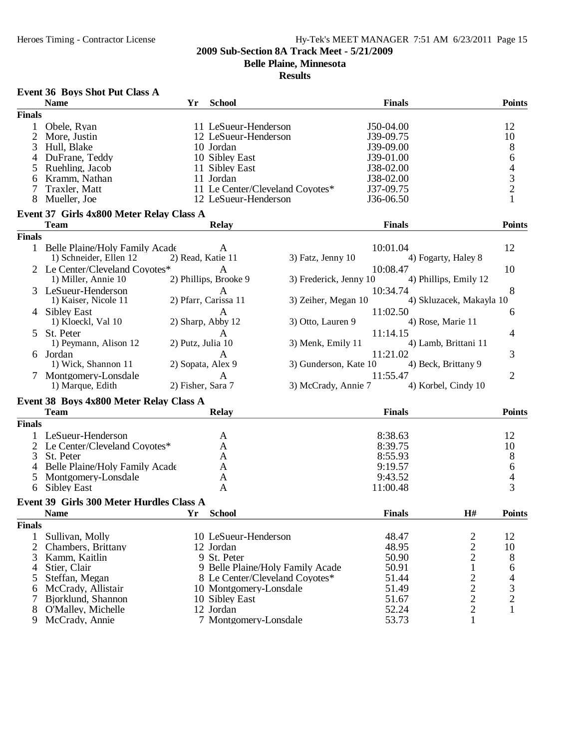# 2009 Sub-Section 8A Track Meet - 5/21/2009

## Belle Plaine, Minnesota

### Results

**Event 36 Boys Shot Put Class A**

| | Name | Yr | School | Finals | Points |
|---|---|---|---|---|---|
| **Finals** | | | | | |
| 1 | Obele, Ryan | 11 | LeSueur-Henderson | J50-04.00 | 12 |
| 2 | More, Justin | 12 | LeSueur-Henderson | J39-09.75 | 10 |
| 3 | Hull, Blake | 10 | Jordan | J39-09.00 | 8 |
| 4 | DuFrane, Teddy | 10 | Sibley East | J39-01.00 | 6 |
| 5 | Ruehling, Jacob | 11 | Sibley East | J38-02.00 | 4 |
| 6 | Kramm, Nathan | 11 | Jordan | J38-02.00 | 3 |
| 7 | Traxler, Matt | 11 | Le Center/Cleveland Coyotes* | J37-09.75 | 2 |
| 8 | Mueller, Joe | 12 | LeSueur-Henderson | J36-06.50 | 1 |

**Event 37 Girls 4x800 Meter Relay Class A**

| | Team | Relay | | Finals | | Points |
|---|---|---|---|---|---|---|
| **Finals** | | | | | | |
| 1 | Belle Plaine/Holy Family Acade | A | | 10:01.04 | | 12 |
| | 1) Schneider, Ellen 12 | 2) Read, Katie 11 | 3) Fatz, Jenny 10 | | 4) Fogarty, Haley 8 | |
| 2 | Le Center/Cleveland Coyotes* | A | | 10:08.47 | | 10 |
| | 1) Miller, Annie 10 | 2) Phillips, Brooke 9 | 3) Frederick, Jenny 10 | | 4) Phillips, Emily 12 | |
| 3 | LeSueur-Henderson | A | | 10:34.74 | | 8 |
| | 1) Kaiser, Nicole 11 | 2) Pfarr, Carissa 11 | 3) Zeiher, Megan 10 | | 4) Skluzacek, Makayla 10 | |
| 4 | Sibley East | A | | 11:02.50 | | 6 |
| | 1) Kloeckl, Val 10 | 2) Sharp, Abby 12 | 3) Otto, Lauren 9 | | 4) Rose, Marie 11 | |
| 5 | St. Peter | A | | 11:14.15 | | 4 |
| | 1) Peymann, Alison 12 | 2) Putz, Julia 10 | 3) Menk, Emily 11 | | 4) Lamb, Brittani 11 | |
| 6 | Jordan | A | | 11:21.02 | | 3 |
| | 1) Wick, Shannon 11 | 2) Sopata, Alex 9 | 3) Gunderson, Kate 10 | | 4) Beck, Brittany 9 | |
| 7 | Montgomery-Lonsdale | A | | 11:55.47 | | 2 |
| | 1) Marque, Edith | 2) Fisher, Sara 7 | 3) McCrady, Annie 7 | | 4) Korbel, Cindy 10 | |

**Event 38 Boys 4x800 Meter Relay Class A**

| | Team | Relay | Finals | Points |
|---|---|---|---|---|
| **Finals** | | | | |
| 1 | LeSueur-Henderson | A | 8:38.63 | 12 |
| 2 | Le Center/Cleveland Coyotes* | A | 8:39.75 | 10 |
| 3 | St. Peter | A | 8:55.93 | 8 |
| 4 | Belle Plaine/Holy Family Acade | A | 9:19.57 | 6 |
| 5 | Montgomery-Lonsdale | A | 9:43.52 | 4 |
| 6 | Sibley East | A | 11:00.48 | 3 |

**Event 39 Girls 300 Meter Hurdles Class A**

| | Name | Yr | School | Finals | H# | Points |
|---|---|---|---|---|---|---|
| **Finals** | | | | | | |
| 1 | Sullivan, Molly | 10 | LeSueur-Henderson | 48.47 | 2 | 12 |
| 2 | Chambers, Brittany | 12 | Jordan | 48.95 | 2 | 10 |
| 3 | Kamm, Kaitlin | 9 | St. Peter | 50.90 | 2 | 8 |
| 4 | Stier, Clair | 9 | Belle Plaine/Holy Family Acade | 50.91 | 1 | 6 |
| 5 | Steffan, Megan | 8 | Le Center/Cleveland Coyotes* | 51.44 | 2 | 4 |
| 6 | McCrady, Allistair | 10 | Montgomery-Lonsdale | 51.49 | 2 | 3 |
| 7 | Bjorklund, Shannon | 10 | Sibley East | 51.67 | 2 | 2 |
| 8 | O'Malley, Michelle | 12 | Jordan | 52.24 | 2 | 1 |
| 9 | McCrady, Annie | 7 | Montgomery-Lonsdale | 53.73 | 1 | |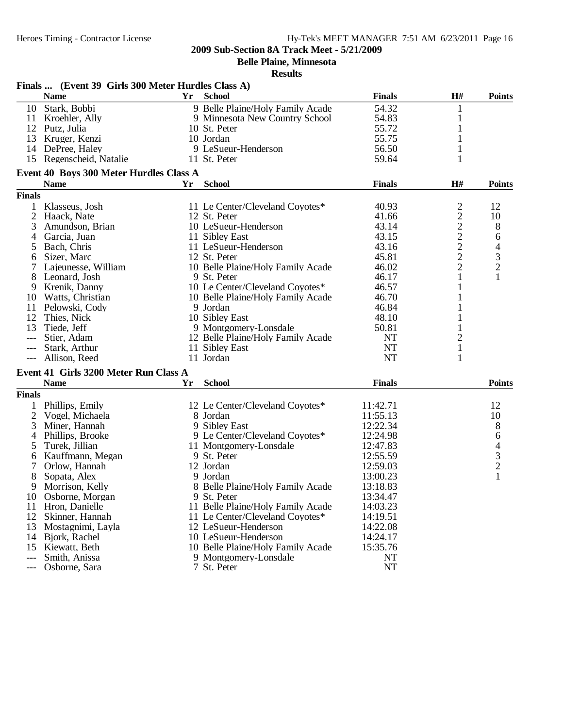## 2009 Sub-Section 8A Track Meet - 5/21/2009

**Belle Plaine, Minnesota**

**Results**

### Finals ... (Event 39 Girls 300 Meter Hurdles Class A)

| | Name | Yr | School | Finals | H# | Points |
|---|---|---|---|---|---|---|
| 10 | Stark, Bobbi | 9 | Belle Plaine/Holy Family Acade | 54.32 | 1 | |
| 11 | Kroehler, Ally | 9 | Minnesota New Country School | 54.83 | 1 | |
| 12 | Putz, Julia | 10 | St. Peter | 55.72 | 1 | |
| 13 | Kruger, Kenzi | 10 | Jordan | 55.75 | 1 | |
| 14 | DePree, Haley | 9 | LeSueur-Henderson | 56.50 | 1 | |
| 15 | Regenscheid, Natalie | 11 | St. Peter | 59.64 | 1 | |

### Event 40 Boys 300 Meter Hurdles Class A

| | Name | Yr | School | Finals | H# | Points |
|---|---|---|---|---|---|---|
| **Finals** | | | | | | |
| 1 | Klasseus, Josh | 11 | Le Center/Cleveland Coyotes* | 40.93 | 2 | 12 |
| 2 | Haack, Nate | 12 | St. Peter | 41.66 | 2 | 10 |
| 3 | Amundson, Brian | 10 | LeSueur-Henderson | 43.14 | 2 | 8 |
| 4 | Garcia, Juan | 11 | Sibley East | 43.15 | 2 | 6 |
| 5 | Bach, Chris | 11 | LeSueur-Henderson | 43.16 | 2 | 4 |
| 6 | Sizer, Marc | 12 | St. Peter | 45.81 | 2 | 3 |
| 7 | Lajeunesse, William | 10 | Belle Plaine/Holy Family Acade | 46.02 | 2 | 2 |
| 8 | Leonard, Josh | 9 | St. Peter | 46.17 | 1 | 1 |
| 9 | Krenik, Danny | 10 | Le Center/Cleveland Coyotes* | 46.57 | 1 | |
| 10 | Watts, Christian | 10 | Belle Plaine/Holy Family Acade | 46.70 | 1 | |
| 11 | Pelowski, Cody | 9 | Jordan | 46.84 | 1 | |
| 12 | Thies, Nick | 10 | Sibley East | 48.10 | 1 | |
| 13 | Tiede, Jeff | 9 | Montgomery-Lonsdale | 50.81 | 1 | |
| --- | Stier, Adam | 12 | Belle Plaine/Holy Family Acade | NT | 2 | |
| --- | Stark, Arthur | 11 | Sibley East | NT | 1 | |
| --- | Allison, Reed | 11 | Jordan | NT | 1 | |

### Event 41 Girls 3200 Meter Run Class A

| | Name | Yr | School | Finals | Points |
|---|---|---|---|---|---|
| **Finals** | | | | | |
| 1 | Phillips, Emily | 12 | Le Center/Cleveland Coyotes* | 11:42.71 | 12 |
| 2 | Vogel, Michaela | 8 | Jordan | 11:55.13 | 10 |
| 3 | Miner, Hannah | 9 | Sibley East | 12:22.34 | 8 |
| 4 | Phillips, Brooke | 9 | Le Center/Cleveland Coyotes* | 12:24.98 | 6 |
| 5 | Turek, Jillian | 11 | Montgomery-Lonsdale | 12:47.83 | 4 |
| 6 | Kauffmann, Megan | 9 | St. Peter | 12:55.59 | 3 |
| 7 | Orlow, Hannah | 12 | Jordan | 12:59.03 | 2 |
| 8 | Sopata, Alex | 9 | Jordan | 13:00.23 | 1 |
| 9 | Morrison, Kelly | 8 | Belle Plaine/Holy Family Acade | 13:18.83 | |
| 10 | Osborne, Morgan | 9 | St. Peter | 13:34.47 | |
| 11 | Hron, Danielle | 11 | Belle Plaine/Holy Family Acade | 14:03.23 | |
| 12 | Skinner, Hannah | 11 | Le Center/Cleveland Coyotes* | 14:19.51 | |
| 13 | Mostagnimi, Layla | 12 | LeSueur-Henderson | 14:22.08 | |
| 14 | Bjork, Rachel | 10 | LeSueur-Henderson | 14:24.17 | |
| 15 | Kiewatt, Beth | 10 | Belle Plaine/Holy Family Acade | 15:35.76 | |
| --- | Smith, Anissa | 9 | Montgomery-Lonsdale | NT | |
| --- | Osborne, Sara | 7 | St. Peter | NT | |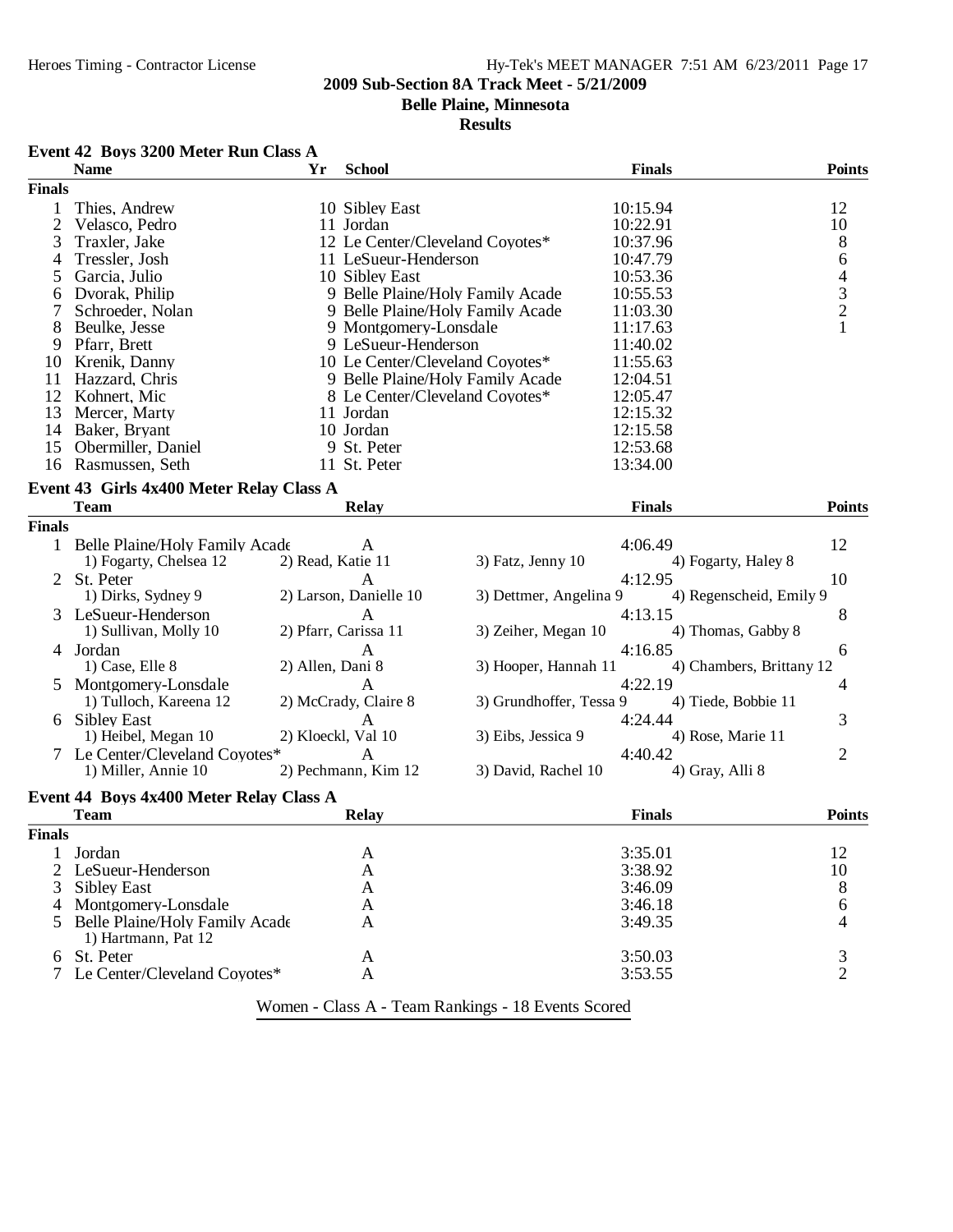**2009 Sub-Section 8A Track Meet - 5/21/2009**

**Belle Plaine, Minnesota**

**Results**

### Event 42 Boys 3200 Meter Run Class A

| | Name | Yr | School | Finals | Points |
|---|---|---|---|---|---|
| **Finals** | | | | | |
| 1 | Thies, Andrew | 10 | Sibley East | 10:15.94 | 12 |
| 2 | Velasco, Pedro | 11 | Jordan | 10:22.91 | 10 |
| 3 | Traxler, Jake | 12 | Le Center/Cleveland Coyotes* | 10:37.96 | 8 |
| 4 | Tressler, Josh | 11 | LeSueur-Henderson | 10:47.79 | 6 |
| 5 | Garcia, Julio | 10 | Sibley East | 10:53.36 | 4 |
| 6 | Dvorak, Philip | 9 | Belle Plaine/Holy Family Acade | 10:55.53 | 3 |
| 7 | Schroeder, Nolan | 9 | Belle Plaine/Holy Family Acade | 11:03.30 | 2 |
| 8 | Beulke, Jesse | 9 | Montgomery-Lonsdale | 11:17.63 | 1 |
| 9 | Pfarr, Brett | 9 | LeSueur-Henderson | 11:40.02 | |
| 10 | Krenik, Danny | 10 | Le Center/Cleveland Coyotes* | 11:55.63 | |
| 11 | Hazzard, Chris | 9 | Belle Plaine/Holy Family Acade | 12:04.51 | |
| 12 | Kohnert, Mic | 8 | Le Center/Cleveland Coyotes* | 12:05.47 | |
| 13 | Mercer, Marty | 11 | Jordan | 12:15.32 | |
| 14 | Baker, Bryant | 10 | Jordan | 12:15.58 | |
| 15 | Obermiller, Daniel | 9 | St. Peter | 12:53.68 | |
| 16 | Rasmussen, Seth | 11 | St. Peter | 13:34.00 | |

### Event 43 Girls 4x400 Meter Relay Class A

| | Team | Relay | | Finals | Points |
|---|---|---|---|---|---|
| **Finals** | | | | | |
| 1 | Belle Plaine/Holy Family Acade | A | | 4:06.49 | 12 |
| | 1) Fogarty, Chelsea 12 | 2) Read, Katie 11 | 3) Fatz, Jenny 10 | 4) Fogarty, Haley 8 | |
| 2 | St. Peter | A | | 4:12.95 | 10 |
| | 1) Dirks, Sydney 9 | 2) Larson, Danielle 10 | 3) Dettmer, Angelina 9 | 4) Regenscheid, Emily 9 | |
| 3 | LeSueur-Henderson | A | | 4:13.15 | 8 |
| | 1) Sullivan, Molly 10 | 2) Pfarr, Carissa 11 | 3) Zeiher, Megan 10 | 4) Thomas, Gabby 8 | |
| 4 | Jordan | A | | 4:16.85 | 6 |
| | 1) Case, Elle 8 | 2) Allen, Dani 8 | 3) Hooper, Hannah 11 | 4) Chambers, Brittany 12 | |
| 5 | Montgomery-Lonsdale | A | | 4:22.19 | 4 |
| | 1) Tulloch, Kareena 12 | 2) McCrady, Claire 8 | 3) Grundhoffer, Tessa 9 | 4) Tiede, Bobbie 11 | |
| 6 | Sibley East | A | | 4:24.44 | 3 |
| | 1) Heibel, Megan 10 | 2) Kloeckl, Val 10 | 3) Eibs, Jessica 9 | 4) Rose, Marie 11 | |
| 7 | Le Center/Cleveland Coyotes* | A | | 4:40.42 | 2 |
| | 1) Miller, Annie 10 | 2) Pechmann, Kim 12 | 3) David, Rachel 10 | 4) Gray, Alli 8 | |

### Event 44 Boys 4x400 Meter Relay Class A

| | Team | Relay | Finals | Points |
|---|---|---|---|---|
| **Finals** | | | | |
| 1 | Jordan | A | 3:35.01 | 12 |
| 2 | LeSueur-Henderson | A | 3:38.92 | 10 |
| 3 | Sibley East | A | 3:46.09 | 8 |
| 4 | Montgomery-Lonsdale | A | 3:46.18 | 6 |
| 5 | Belle Plaine/Holy Family Acade | A | 3:49.35 | 4 |
| | 1) Hartmann, Pat 12 | | | |
| 6 | St. Peter | A | 3:50.03 | 3 |
| 7 | Le Center/Cleveland Coyotes* | A | 3:53.55 | 2 |

Women - Class A - Team Rankings - 18 Events Scored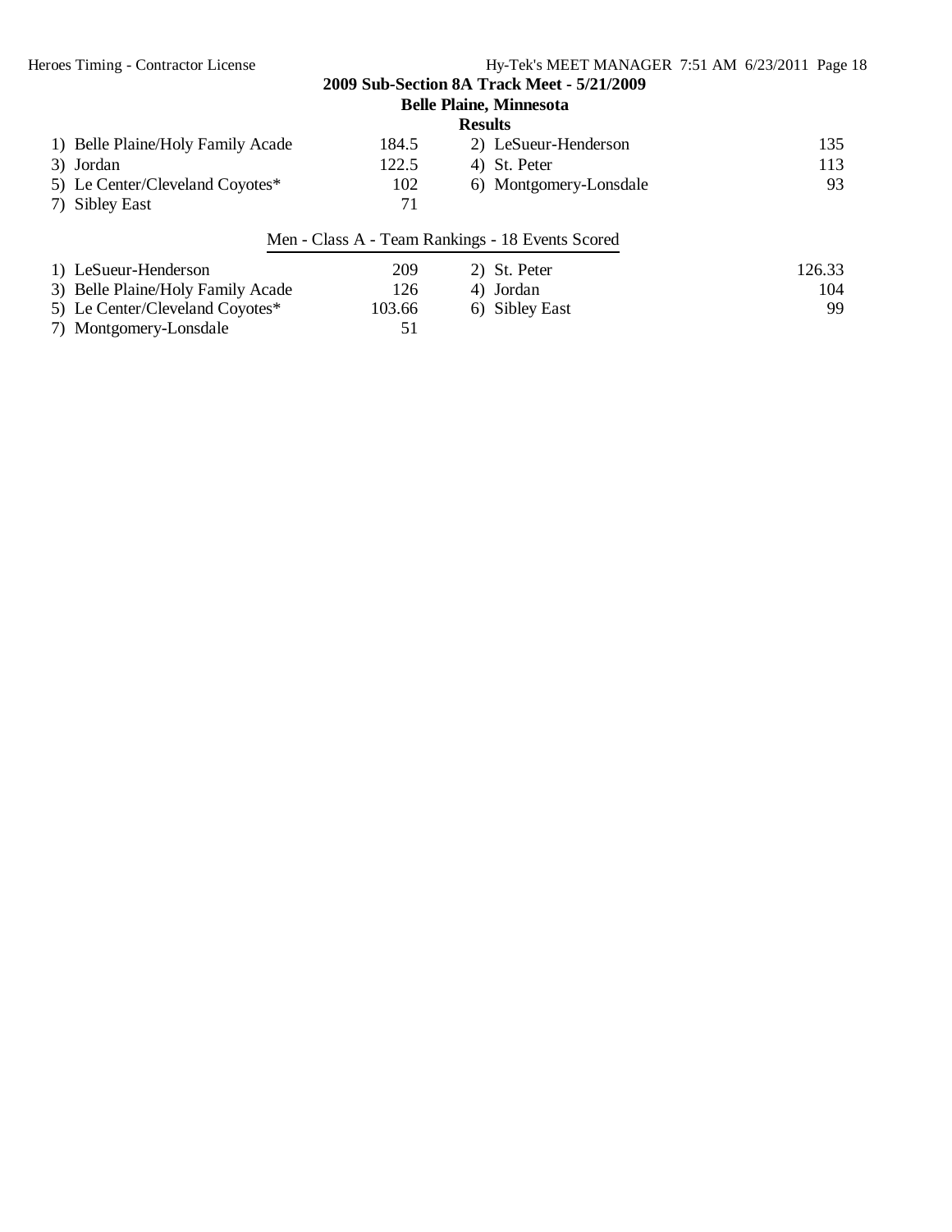## 2009 Sub-Section 8A Track Meet - 5/21/2009

### Belle Plaine, Minnesota

### Results

| | | | |
|---|---|---|---|
| 1) Belle Plaine/Holy Family Acade | 184.5 | 2) LeSueur-Henderson | 135 |
| 3) Jordan | 122.5 | 4) St. Peter | 113 |
| 5) Le Center/Cleveland Coyotes* | 102 | 6) Montgomery-Lonsdale | 93 |
| 7) Sibley East | 71 | | |

### Men - Class A - Team Rankings - 18 Events Scored

| | | | |
|---|---|---|---|
| 1) LeSueur-Henderson | 209 | 2) St. Peter | 126.33 |
| 3) Belle Plaine/Holy Family Acade | 126 | 4) Jordan | 104 |
| 5) Le Center/Cleveland Coyotes* | 103.66 | 6) Sibley East | 99 |
| 7) Montgomery-Lonsdale | 51 | | |